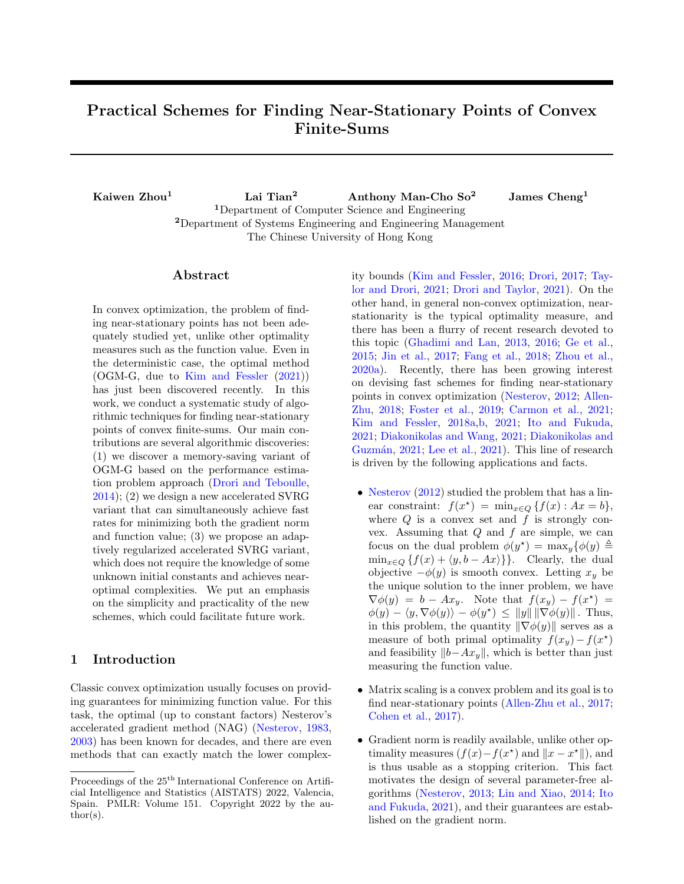# Practical Schemes for Finding Near-Stationary Points of Convex Finite-Sums

**Kaiwen Zhou[1]** **Lai Tian[2]** **Anthony Man-Cho So[2]** **James Cheng[1]**

[1]Department of Computer Science and Engineering
[2]Department of Systems Engineering and Engineering Management
The Chinese University of Hong Kong

## Abstract

In convex optimization, the problem of finding near-stationary points has not been adequately studied yet, unlike other optimality measures such as the function value. Even in the deterministic case, the optimal method (OGM-G, due to Kim and Fessler (2021)) has just been discovered recently. In this work, we conduct a systematic study of algorithmic techniques for finding near-stationary points of convex finite-sums. Our main contributions are several algorithmic discoveries: (1) we discover a memory-saving variant of OGM-G based on the performance estimation problem approach (Drori and Teboulle, 2014); (2) we design a new accelerated SVRG variant that can simultaneously achieve fast rates for minimizing both the gradient norm and function value; (3) we propose an adaptively regularized accelerated SVRG variant, which does not require the knowledge of some unknown initial constants and achieves near-optimal complexities. We put an emphasis on the simplicity and practicality of the new schemes, which could facilitate future work.

## 1 Introduction

Classic convex optimization usually focuses on providing guarantees for minimizing function value. For this task, the optimal (up to constant factors) Nesterov's accelerated gradient method (NAG) (Nesterov, 1983, 2003) has been known for decades, and there are even methods that can exactly match the lower complexity bounds (Kim and Fessler, 2016; Drori, 2017; Taylor and Drori, 2021; Drori and Taylor, 2021). On the other hand, in general non-convex optimization, near-stationarity is the typical optimality measure, and there has been a flurry of recent research devoted to this topic (Ghadimi and Lan, 2013, 2016; Ge et al., 2015; Jin et al., 2017; Fang et al., 2018; Zhou et al., 2020a). Recently, there has been growing interest on devising fast schemes for finding near-stationary points in convex optimization (Nesterov, 2012; Allen-Zhu, 2018; Foster et al., 2019; Carmon et al., 2021; Kim and Fessler, 2018a,b, 2021; Ito and Fukuda, 2021; Diakonikolas and Wang, 2021; Diakonikolas and Guzmán, 2021; Lee et al., 2021). This line of research is driven by the following applications and facts.

- Nesterov (2012) studied the problem that has a linear constraint: $f(x^\star) = \min_{x \in Q} \{f(x) : Ax = b\}$, where $Q$ is a convex set and $f$ is strongly convex. Assuming that $Q$ and $f$ are simple, we can focus on the dual problem $\phi(y^\star) = \max_y \{\phi(y) \triangleq \min_{x \in Q} \{f(x) + \langle y, b - Ax \rangle\}\}$. Clearly, the dual objective $-\phi(y)$ is smooth convex. Letting $x_y$ be the unique solution to the inner problem, we have $\nabla \phi(y) = b - Ax_y$. Note that $f(x_y) - f(x^\star) = \phi(y) - \langle y, \nabla \phi(y) \rangle - \phi(y^\star) \leq \|y\| \|\nabla \phi(y)\|$. Thus, in this problem, the quantity $\|\nabla \phi(y)\|$ serves as a measure of both primal optimality $f(x_y) - f(x^\star)$ and feasibility $\|b - Ax_y\|$, which is better than just measuring the function value.
- Matrix scaling is a convex problem and its goal is to find near-stationary points (Allen-Zhu et al., 2017; Cohen et al., 2017).
- Gradient norm is readily available, unlike other optimality measures ($f(x) - f(x^\star)$ and $\|x - x^\star\|$), and is thus usable as a stopping criterion. This fact motivates the design of several parameter-free algorithms (Nesterov, 2013; Lin and Xiao, 2014; Ito and Fukuda, 2021), and their guarantees are established on the gradient norm.

Proceedings of the 25[th] International Conference on Artificial Intelligence and Statistics (AISTATS) 2022, Valencia, Spain. PMLR: Volume 151. Copyright 2022 by the author(s).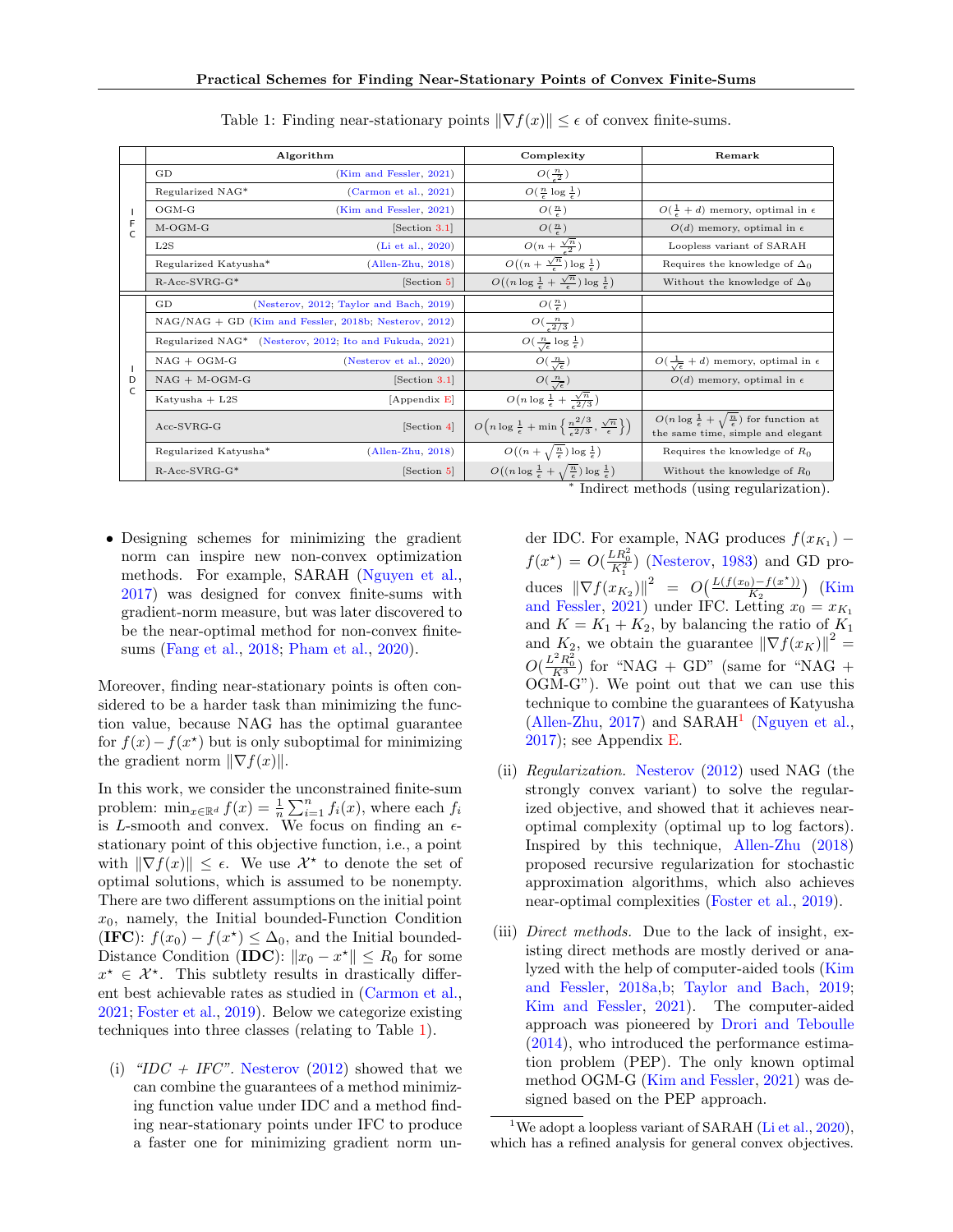Table 1: Finding near-stationary points $\|\nabla f(x)\| \leq \epsilon$ of convex finite-sums.

| | Algorithm | | Complexity | Remark |
|---|---|---|---|---|
| IFC | GD | (Kim and Fessler, 2021) | $O(\frac{n}{\epsilon^2})$ | |
| | Regularized NAG* | (Carmon et al., 2021) | $O(\frac{n}{\epsilon} \log \frac{1}{\epsilon})$ | |
| | OGM-G | (Kim and Fessler, 2021) | $O(\frac{n}{\epsilon})$ | $O(\frac{1}{\epsilon} + d)$ memory, optimal in $\epsilon$ |
| | M-OGM-G | [Section 3.1] | $O(\frac{n}{\epsilon})$ | $O(d)$ memory, optimal in $\epsilon$ |
| | L2S | (Li et al., 2020) | $O(n + \frac{\sqrt{n}}{\epsilon^2})$ | Loopless variant of SARAH |
| | Regularized Katyusha* | (Allen-Zhu, 2018) | $O((n + \frac{\sqrt{n}}{\epsilon}) \log \frac{1}{\epsilon})$ | Requires the knowledge of $\Delta_0$ |
| | R-Acc-SVRG-G* | [Section 5] | $O((n \log \frac{1}{\epsilon} + \frac{\sqrt{n}}{\epsilon}) \log \frac{1}{\epsilon})$ | Without the knowledge of $\Delta_0$ |
| IDC | GD | (Nesterov, 2012; Taylor and Bach, 2019) | $O(\frac{n}{\epsilon})$ | |
| | NAG/NAG + GD | (Kim and Fessler, 2018b; Nesterov, 2012) | $O(\frac{n}{\epsilon^{2/3}})$ | |
| | Regularized NAG* | (Nesterov, 2012; Ito and Fukuda, 2021) | $O(\frac{n}{\sqrt{\epsilon}} \log \frac{1}{\epsilon})$ | |
| | NAG + OGM-G | (Nesterov et al., 2020) | $O(\frac{n}{\sqrt{\epsilon}})$ | $O(\frac{1}{\sqrt{\epsilon}} + d)$ memory, optimal in $\epsilon$ |
| | NAG + M-OGM-G | [Section 3.1] | $O(\frac{n}{\sqrt{\epsilon}})$ | $O(d)$ memory, optimal in $\epsilon$ |
| | Katyusha + L2S | [Appendix E] | $O(n \log \frac{1}{\epsilon} + \frac{\sqrt{n}}{\epsilon^{2/3}})$ | |
| | Acc-SVRG-G | [Section 4] | $O\Big(n \log \frac{1}{\epsilon} + \min\Big\{\frac{n^{2/3}}{\epsilon^{2/3}}, \frac{\sqrt{n}}{\epsilon}\Big\}\Big)$ | $O(n \log \frac{1}{\epsilon} + \sqrt{\frac{n}{\epsilon}})$ for function at the same time, simple and elegant |
| | Regularized Katyusha* | (Allen-Zhu, 2018) | $O((n + \sqrt{\frac{n}{\epsilon}}) \log \frac{1}{\epsilon})$ | Requires the knowledge of $R_0$ |
| | R-Acc-SVRG-G* | [Section 5] | $O((n \log \frac{1}{\epsilon} + \sqrt{\frac{n}{\epsilon}}) \log \frac{1}{\epsilon})$ | Without the knowledge of $R_0$ |

* Indirect methods (using regularization).

- Designing schemes for minimizing the gradient norm can inspire new non-convex optimization methods. For example, SARAH (Nguyen et al., 2017) was designed for convex finite-sums with gradient-norm measure, but was later discovered to be the near-optimal method for non-convex finite-sums (Fang et al., 2018; Pham et al., 2020).

Moreover, finding near-stationary points is often considered to be a harder task than minimizing the function value, because NAG has the optimal guarantee for $f(x) - f(x^\star)$ but is only suboptimal for minimizing the gradient norm $\|\nabla f(x)\|$.

In this work, we consider the unconstrained finite-sum problem: $\min_{x\in\mathbb{R}^d} f(x) = \frac{1}{n}\sum_{i=1}^n f_i(x)$, where each $f_i$ is $L$-smooth and convex. We focus on finding an $\epsilon$-stationary point of this objective function, i.e., a point with $\|\nabla f(x)\| \leq \epsilon$. We use $\mathcal{X}^\star$ to denote the set of optimal solutions, which is assumed to be nonempty. There are two different assumptions on the initial point $x_0$, namely, the Initial bounded-Function Condition (**IFC**): $f(x_0) - f(x^\star) \leq \Delta_0$, and the Initial bounded-Distance Condition (**IDC**): $\|x_0 - x^\star\| \leq R_0$ for some $x^\star \in \mathcal{X}^\star$. This subtlety results in drastically different best achievable rates as studied in (Carmon et al., 2021; Foster et al., 2019). Below we categorize existing techniques into three classes (relating to Table 1).

(i) *"IDC + IFC".* Nesterov (2012) showed that we can combine the guarantees of a method minimizing function value under IDC and a method finding near-stationary points under IFC to produce a faster one for minimizing gradient norm under IDC. For example, NAG produces $f(x_{K_1}) - f(x^\star) = O(\frac{LR_0^2}{K_1^2})$ (Nesterov, 1983) and GD produces $\|\nabla f(x_{K_2})\|^2 = O\big(\frac{L(f(x_0)-f(x^\star))}{K_2}\big)$ (Kim and Fessler, 2021) under IFC. Letting $x_0 = x_{K_1}$ and $K = K_1 + K_2$, by balancing the ratio of $K_1$ and $K_2$, we obtain the guarantee $\|\nabla f(x_K)\|^2 = O\big(\frac{L^2R_0^2}{K^3}\big)$ for "NAG + GD" (same for "NAG + OGM-G"). We point out that we can use this technique to combine the guarantees of Katyusha (Allen-Zhu, 2017) and SARAH[1] (Nguyen et al., 2017); see Appendix E.

(ii) *Regularization.* Nesterov (2012) used NAG (the strongly convex variant) to solve the regularized objective, and showed that it achieves near-optimal complexity (optimal up to log factors). Inspired by this technique, Allen-Zhu (2018) proposed recursive regularization for stochastic approximation algorithms, which also achieves near-optimal complexities (Foster et al., 2019).

(iii) *Direct methods.* Due to the lack of insight, existing direct methods are mostly derived or analyzed with the help of computer-aided tools (Kim and Fessler, 2018a,b; Taylor and Bach, 2019; Kim and Fessler, 2021). The computer-aided approach was pioneered by Drori and Teboulle (2014), who introduced the performance estimation problem (PEP). The only known optimal method OGM-G (Kim and Fessler, 2021) was designed based on the PEP approach.

[1] We adopt a loopless variant of SARAH (Li et al., 2020), which has a refined analysis for general convex objectives.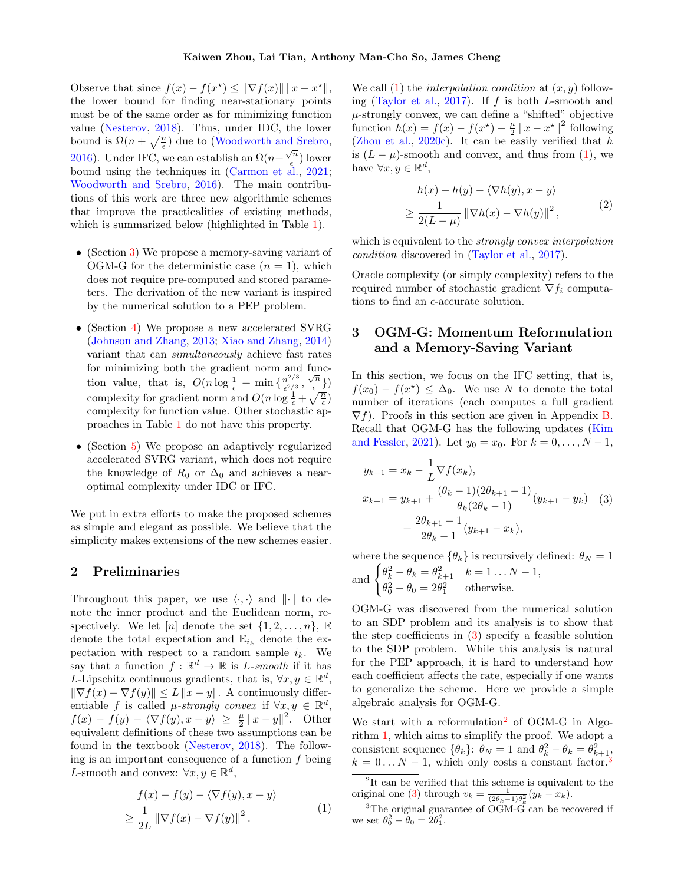Observe that since $f(x) - f(x^\star) \le \|\nabla f(x)\| \|x - x^\star\|$, the lower bound for finding near-stationary points must be of the same order as for minimizing function value (Nesterov, 2018). Thus, under IDC, the lower bound is $\Omega(n + \sqrt{\frac{n}{\epsilon}})$ due to (Woodworth and Srebro, 2016). Under IFC, we can establish an $\Omega(n + \frac{\sqrt{n}}{\epsilon})$ lower bound using the techniques in (Carmon et al., 2021; Woodworth and Srebro, 2016). The main contributions of this work are three new algorithmic schemes that improve the practicalities of existing methods, which is summarized below (highlighted in Table 1).

- (Section 3) We propose a memory-saving variant of OGM-G for the deterministic case ($n = 1$), which does not require pre-computed and stored parameters. The derivation of the new variant is inspired by the numerical solution to a PEP problem.
- (Section 4) We propose a new accelerated SVRG (Johnson and Zhang, 2013; Xiao and Zhang, 2014) variant that can *simultaneously* achieve fast rates for minimizing both the gradient norm and function value, that is, $O(n \log \frac{1}{\epsilon} + \min\{\frac{n^{2/3}}{\epsilon^{2/3}}, \frac{\sqrt{n}}{\epsilon}\})$ complexity for gradient norm and $O(n \log \frac{1}{\epsilon} + \sqrt{\frac{n}{\epsilon}})$ complexity for function value. Other stochastic approaches in Table 1 do not have this property.
- (Section 5) We propose an adaptively regularized accelerated SVRG variant, which does not require the knowledge of $R_0$ or $\Delta_0$ and achieves a near-optimal complexity under IDC or IFC.

We put in extra efforts to make the proposed schemes as simple and elegant as possible. We believe that the simplicity makes extensions of the new schemes easier.

## 2 Preliminaries

Throughout this paper, we use $\langle \cdot, \cdot \rangle$ and $\|\cdot\|$ to denote the inner product and the Euclidean norm, respectively. We let $[n]$ denote the set $\{1, 2, \ldots, n\}$, $\mathbb{E}$ denote the total expectation and $\mathbb{E}_{i_k}$ denote the expectation with respect to a random sample $i_k$. We say that a function $f : \mathbb{R}^d \to \mathbb{R}$ is *L-smooth* if it has $L$-Lipschitz continuous gradients, that is, $\forall x, y \in \mathbb{R}^d$, $\|\nabla f(x) - \nabla f(y)\| \le L \|x - y\|$. A continuously differentiable $f$ is called *μ-strongly convex* if $\forall x, y \in \mathbb{R}^d$, $f(x) - f(y) - \langle \nabla f(y), x - y \rangle \ge \frac{\mu}{2} \|x - y\|^2$. Other equivalent definitions of these two assumptions can be found in the textbook (Nesterov, 2018). The following is an important consequence of a function $f$ being $L$-smooth and convex: $\forall x, y \in \mathbb{R}^d$,

$$
\begin{aligned}
& f(x) - f(y) - \langle \nabla f(y), x - y \rangle \\
\ge\ & \frac{1}{2L} \|\nabla f(x) - \nabla f(y)\|^2 .
\end{aligned} \tag{1}
$$

We call (1) the *interpolation condition* at $(x, y)$ following (Taylor et al., 2017). If $f$ is both $L$-smooth and $\mu$-strongly convex, we can define a "shifted" objective function $h(x) = f(x) - f(x^\star) - \frac{\mu}{2} \|x - x^\star\|^2$ following (Zhou et al., 2020c). It can be easily verified that $h$ is $(L - \mu)$-smooth and convex, and thus from (1), we have $\forall x, y \in \mathbb{R}^d$,

$$
\begin{aligned}
& h(x) - h(y) - \langle \nabla h(y), x - y \rangle \\
\ge\ & \frac{1}{2(L - \mu)} \|\nabla h(x) - \nabla h(y)\|^2 ,
\end{aligned} \tag{2}
$$

which is equivalent to the *strongly convex interpolation condition* discovered in (Taylor et al., 2017).

Oracle complexity (or simply complexity) refers to the required number of stochastic gradient $\nabla f_i$ computations to find an $\epsilon$-accurate solution.

## 3 OGM-G: Momentum Reformulation and a Memory-Saving Variant

In this section, we focus on the IFC setting, that is, $f(x_0) - f(x^\star) \le \Delta_0$. We use $N$ to denote the total number of iterations (each computes a full gradient $\nabla f$). Proofs in this section are given in Appendix B. Recall that OGM-G has the following updates (Kim and Fessler, 2021). Let $y_0 = x_0$. For $k = 0, \ldots, N - 1$,

$$
\begin{aligned}
y_{k+1} &= x_k - \frac{1}{L} \nabla f(x_k), \\
x_{k+1} &= y_{k+1} + \frac{(\theta_k - 1)(2\theta_{k+1} - 1)}{\theta_k (2\theta_k - 1)} (y_{k+1} - y_k) \\
&\quad + \frac{2\theta_{k+1} - 1}{2\theta_k - 1} (y_{k+1} - x_k),
\end{aligned} \tag{3}
$$

where the sequence $\{\theta_k\}$ is recursively defined: $\theta_N = 1$ and $\begin{cases} \theta_k^2 - \theta_k = \theta_{k+1}^2 & k = 1 \ldots N - 1, \\ \theta_0^2 - \theta_0 = 2\theta_1^2 & \text{otherwise.} \end{cases}$

OGM-G was discovered from the numerical solution to an SDP problem and its analysis is to show that the step coefficients in (3) specify a feasible solution to the SDP problem. While this analysis is natural for the PEP approach, it is hard to understand how each coefficient affects the rate, especially if one wants to generalize the scheme. Here we provide a simple algebraic analysis for OGM-G.

We start with a reformulation[2] of OGM-G in Algorithm 1, which aims to simplify the proof. We adopt a consistent sequence $\{\theta_k\}$: $\theta_N = 1$ and $\theta_k^2 - \theta_k = \theta_{k+1}^2$, $k = 0 \ldots N - 1$, which only costs a constant factor.[3]

[2] It can be verified that this scheme is equivalent to the original one (3) through $v_k = \frac{1}{(2\theta_k - 1)\theta_k^2}(y_k - x_k)$.

[3] The original guarantee of OGM-G can be recovered if we set $\theta_0^2 - \theta_0 = 2\theta_1^2$.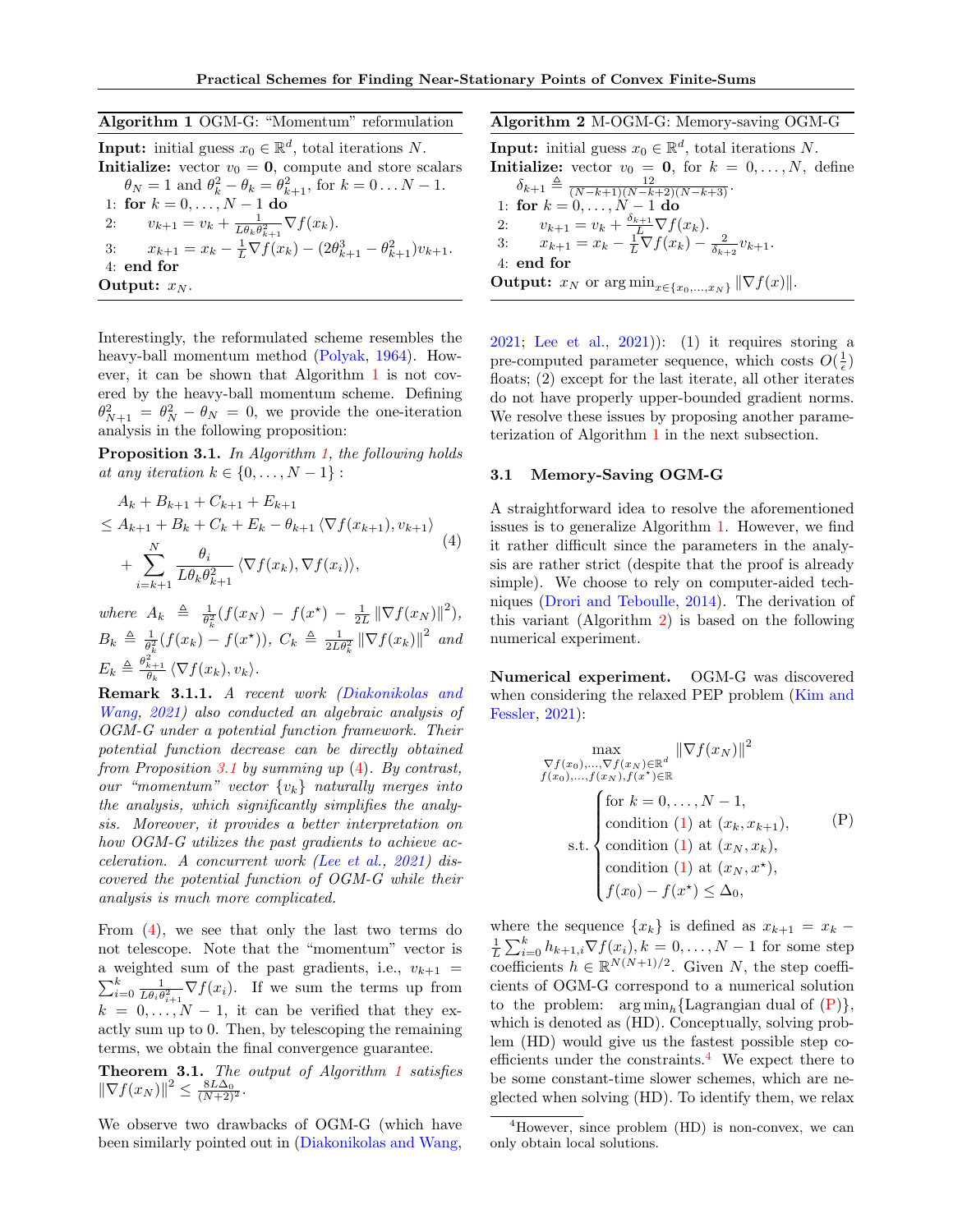**Algorithm 1** OGM-G: "Momentum" reformulation

**Input:** initial guess $x_0 \in \mathbb{R}^d$, total iterations $N$.

**Initialize:** vector $v_0 = \mathbf{0}$, compute and store scalars $\theta_N = 1$ and $\theta_k^2 - \theta_k = \theta_{k+1}^2$, for $k = 0 \ldots N-1$.

1: **for** $k = 0, \ldots, N-1$ **do**

2: $\quad v_{k+1} = v_k + \frac{1}{L\theta_k\theta_{k+1}^2}\nabla f(x_k)$.

3: $\quad x_{k+1} = x_k - \frac{1}{L}\nabla f(x_k) - (2\theta_{k+1}^3 - \theta_{k+1}^2)v_{k+1}$.

4: **end for**

**Output:** $x_N$.

**Algorithm 2** M-OGM-G: Memory-saving OGM-G

**Input:** initial guess $x_0 \in \mathbb{R}^d$, total iterations $N$.

**Initialize:** vector $v_0 = \mathbf{0}$, for $k = 0, \ldots, N$, define $\delta_{k+1} \triangleq \frac{12}{(N-k+1)(N-k+2)(N-k+3)}$.

1: **for** $k = 0, \ldots, N-1$ **do**

2: $\quad v_{k+1} = v_k + \frac{\delta_{k+1}}{L}\nabla f(x_k)$.

3: $\quad x_{k+1} = x_k - \frac{1}{L}\nabla f(x_k) - \frac{2}{\delta_{k+2}}v_{k+1}$.

4: **end for**

**Output:** $x_N$ or $\arg\min_{x \in \{x_0, \ldots, x_N\}} \|\nabla f(x)\|$.

Interestingly, the reformulated scheme resembles the heavy-ball momentum method (Polyak, 1964). However, it can be shown that Algorithm 1 is not covered by the heavy-ball momentum scheme. Defining $\theta_{N+1}^2 = \theta_N^2 - \theta_N = 0$, we provide the one-iteration analysis in the following proposition:

**Proposition 3.1.** *In Algorithm 1, the following holds at any iteration* $k \in \{0, \ldots, N-1\}$ :

$$
\begin{aligned}
&A_k + B_{k+1} + C_{k+1} + E_{k+1} \\
&\leq A_{k+1} + B_k + C_k + E_k - \theta_{k+1}\langle \nabla f(x_{k+1}), v_{k+1}\rangle \\
&\quad + \sum_{i=k+1}^{N} \frac{\theta_i}{L\theta_k\theta_{k+1}^2}\langle \nabla f(x_k), \nabla f(x_i)\rangle,
\end{aligned} \tag{4}
$$

*where* $A_k \triangleq \frac{1}{\theta_k^2}(f(x_N) - f(x^\star) - \frac{1}{2L}\|\nabla f(x_N)\|^2)$, $B_k \triangleq \frac{1}{\theta_k^2}(f(x_k) - f(x^\star))$, $C_k \triangleq \frac{1}{2L\theta_k^2}\|\nabla f(x_k)\|^2$ *and* $E_k \triangleq \frac{\theta_{k+1}^2}{\theta_k}\langle \nabla f(x_k), v_k\rangle$.

**Remark 3.1.1.** *A recent work (Diakonikolas and Wang, 2021) also conducted an algebraic analysis of OGM-G under a potential function framework. Their potential function decrease can be directly obtained from Proposition 3.1 by summing up (4). By contrast, our "momentum" vector $\{v_k\}$ naturally merges into the analysis, which significantly simplifies the analysis. Moreover, it provides a better interpretation on how OGM-G utilizes the past gradients to achieve acceleration. A concurrent work (Lee et al., 2021) discovered the potential function of OGM-G while their analysis is much more complicated.*

From (4), we see that only the last two terms do not telescope. Note that the "momentum" vector is a weighted sum of the past gradients, i.e., $v_{k+1} = \sum_{i=0}^{k} \frac{1}{L\theta_i\theta_{i+1}^2}\nabla f(x_i)$. If we sum the terms up from $k = 0, \ldots, N-1$, it can be verified that they exactly sum up to 0. Then, by telescoping the remaining terms, we obtain the final convergence guarantee.

**Theorem 3.1.** *The output of Algorithm 1 satisfies* $\|\nabla f(x_N)\|^2 \leq \frac{8L\Delta_0}{(N+2)^2}$.

We observe two drawbacks of OGM-G (which have been similarly pointed out in (Diakonikolas and Wang, 2021; Lee et al., 2021)): (1) it requires storing a pre-computed parameter sequence, which costs $O(\frac{1}{\epsilon})$ floats; (2) except for the last iterate, all other iterates do not have properly upper-bounded gradient norms. We resolve these issues by proposing another parameterization of Algorithm 1 in the next subsection.

### 3.1 Memory-Saving OGM-G

A straightforward idea to resolve the aforementioned issues is to generalize Algorithm 1. However, we find it rather difficult since the parameters in the analysis are rather strict (despite that the proof is already simple). We choose to rely on computer-aided techniques (Drori and Teboulle, 2014). The derivation of this variant (Algorithm 2) is based on the following numerical experiment.

**Numerical experiment.** OGM-G was discovered when considering the relaxed PEP problem (Kim and Fessler, 2021):

$$
\max_{\substack{\nabla f(x_0), \ldots, \nabla f(x_N) \in \mathbb{R}^d \\ f(x_0), \ldots, f(x_N), f(x^\star) \in \mathbb{R}}} \|\nabla f(x_N)\|^2
$$
$$
\text{s.t.} \begin{cases} \text{for } k = 0, \ldots, N-1, \\ \text{condition (1) at } (x_k, x_{k+1}), \\ \text{condition (1) at } (x_N, x_k), \\ \text{condition (1) at } (x_N, x^\star), \\ f(x_0) - f(x^\star) \leq \Delta_0, \end{cases} \tag{P}
$$

where the sequence $\{x_k\}$ is defined as $x_{k+1} = x_k - \frac{1}{L}\sum_{i=0}^{k} h_{k+1,i}\nabla f(x_i), k = 0, \ldots, N-1$ for some step coefficients $h \in \mathbb{R}^{N(N+1)/2}$. Given $N$, the step coefficients of OGM-G correspond to a numerical solution to the problem: $\arg\min_h\{$Lagrangian dual of (P)$\}$, which is denoted as (HD). Conceptually, solving problem (HD) would give us the fastest possible step coefficients under the constraints.[4] We expect there to be some constant-time slower schemes, which are neglected when solving (HD). To identify them, we relax

[4]However, since problem (HD) is non-convex, we can only obtain local solutions.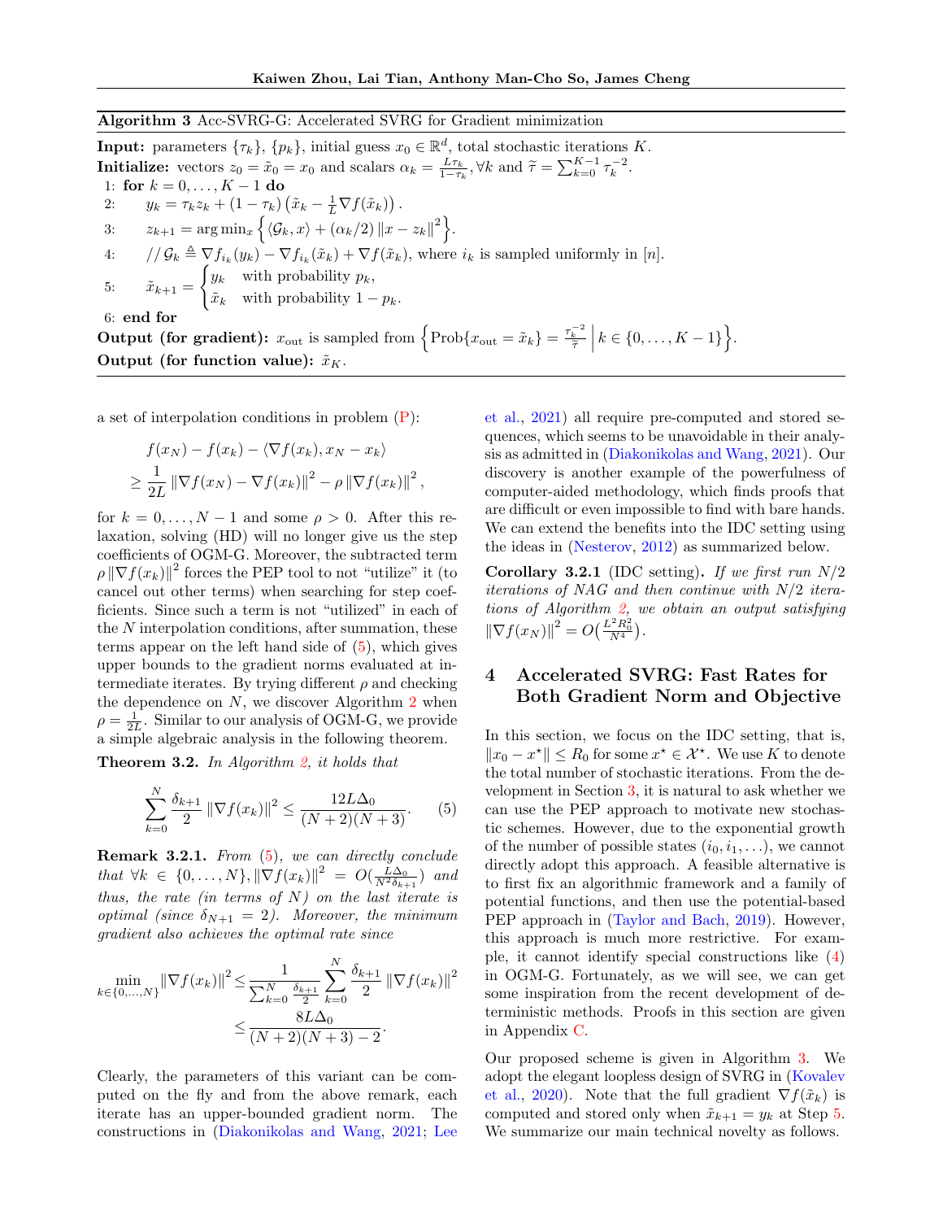**Algorithm 3** Acc-SVRG-G: Accelerated SVRG for Gradient minimization

**Input:** parameters $\{\tau_k\}$, $\{p_k\}$, initial guess $x_0 \in \mathbb{R}^d$, total stochastic iterations $K$.

**Initialize:** vectors $z_0 = \tilde{x}_0 = x_0$ and scalars $\alpha_k = \frac{L\tau_k}{1-\tau_k}, \forall k$ and $\widetilde{\tau} = \sum_{k=0}^{K-1} \tau_k^{-2}$.

1: **for** $k = 0, \ldots, K-1$ **do**

2: $\quad y_k = \tau_k z_k + (1-\tau_k)\left(\tilde{x}_k - \frac{1}{L}\nabla f(\tilde{x}_k)\right).$

3: $\quad z_{k+1} = \arg\min_x \left\{\langle \mathcal{G}_k, x\rangle + (\alpha_k/2)\left\|x - z_k\right\|^2\right\}.$

4: $\quad // \mathcal{G}_k \triangleq \nabla f_{i_k}(y_k) - \nabla f_{i_k}(\tilde{x}_k) + \nabla f(\tilde{x}_k)$, where $i_k$ is sampled uniformly in $[n]$.

5: $\quad \tilde{x}_{k+1} = \begin{cases} y_k & \text{with probability } p_k, \\ \tilde{x}_k & \text{with probability } 1-p_k. \end{cases}$

6: **end for**

**Output (for gradient):** $x_{\text{out}}$ is sampled from $\left\{\text{Prob}\{x_{\text{out}} = \tilde{x}_k\} = \frac{\tau_k^{-2}}{\widetilde{\tau}} \;\middle|\; k \in \{0, \ldots, K-1\}\right\}$.

**Output (for function value):** $\tilde{x}_K$.

---

a set of interpolation conditions in problem (P):

$$
\begin{aligned}
&f(x_N) - f(x_k) - \langle \nabla f(x_k), x_N - x_k\rangle \\
&\geq \frac{1}{2L}\left\|\nabla f(x_N) - \nabla f(x_k)\right\|^2 - \rho\left\|\nabla f(x_k)\right\|^2,
\end{aligned}
$$

for $k = 0, \ldots, N-1$ and some $\rho > 0$. After this relaxation, solving (HD) will no longer give us the step coefficients of OGM-G. Moreover, the subtracted term $\rho\left\|\nabla f(x_k)\right\|^2$ forces the PEP tool to not "utilize" it (to cancel out other terms) when searching for step coefficients. Since such a term is not "utilized" in each of the $N$ interpolation conditions, after summation, these terms appear on the left hand side of (5), which gives upper bounds to the gradient norms evaluated at intermediate iterates. By trying different $\rho$ and checking the dependence on $N$, we discover Algorithm 2 when $\rho = \frac{1}{2L}$. Similar to our analysis of OGM-G, we provide a simple algebraic analysis in the following theorem.

**Theorem 3.2.** *In Algorithm 2, it holds that*

$$
\sum_{k=0}^{N}\frac{\delta_{k+1}}{2}\left\|\nabla f(x_k)\right\|^2 \leq \frac{12L\Delta_0}{(N+2)(N+3)}. \tag{5}
$$

**Remark 3.2.1.** *From (5), we can directly conclude that $\forall k \in \{0, \ldots, N\}, \left\|\nabla f(x_k)\right\|^2 = O\left(\frac{L\Delta_0}{N^2\delta_{k+1}}\right)$ and thus, the rate (in terms of $N$) on the last iterate is optimal (since $\delta_{N+1} = 2$). Moreover, the minimum gradient also achieves the optimal rate since*

$$
\begin{aligned}
\min_{k\in\{0,\ldots,N\}}\left\|\nabla f(x_k)\right\|^2 &\leq \frac{1}{\sum_{k=0}^{N}\frac{\delta_{k+1}}{2}}\sum_{k=0}^{N}\frac{\delta_{k+1}}{2}\left\|\nabla f(x_k)\right\|^2 \\
&\leq \frac{8L\Delta_0}{(N+2)(N+3)-2}.
\end{aligned}
$$

Clearly, the parameters of this variant can be computed on the fly and from the above remark, each iterate has an upper-bounded gradient norm. The constructions in (Diakonikolas and Wang, 2021; Lee et al., 2021) all require pre-computed and stored sequences, which seems to be unavoidable in their analysis as admitted in (Diakonikolas and Wang, 2021). Our discovery is another example of the powerfulness of computer-aided methodology, which finds proofs that are difficult or even impossible to find with bare hands. We can extend the benefits into the IDC setting using the ideas in (Nesterov, 2012) as summarized below.

**Corollary 3.2.1** (IDC setting)**.** *If we first run $N/2$ iterations of NAG and then continue with $N/2$ iterations of Algorithm 2, we obtain an output satisfying $\left\|\nabla f(x_N)\right\|^2 = O\left(\frac{L^2R_0^2}{N^4}\right)$.*

## 4 Accelerated SVRG: Fast Rates for Both Gradient Norm and Objective

In this section, we focus on the IDC setting, that is, $\|x_0 - x^\star\| \leq R_0$ for some $x^\star \in \mathcal{X}^\star$. We use $K$ to denote the total number of stochastic iterations. From the development in Section 3, it is natural to ask whether we can use the PEP approach to motivate new stochastic schemes. However, due to the exponential growth of the number of possible states $(i_0, i_1, \ldots)$, we cannot directly adopt this approach. A feasible alternative is to first fix an algorithmic framework and a family of potential functions, and then use the potential-based PEP approach in (Taylor and Bach, 2019). However, this approach is much more restrictive. For example, it cannot identify special constructions like (4) in OGM-G. Fortunately, as we will see, we can get some inspiration from the recent development of deterministic methods. Proofs in this section are given in Appendix C.

Our proposed scheme is given in Algorithm 3. We adopt the elegant loopless design of SVRG in (Kovalev et al., 2020). Note that the full gradient $\nabla f(\tilde{x}_k)$ is computed and stored only when $\tilde{x}_{k+1} = y_k$ at Step 5. We summarize our main technical novelty as follows.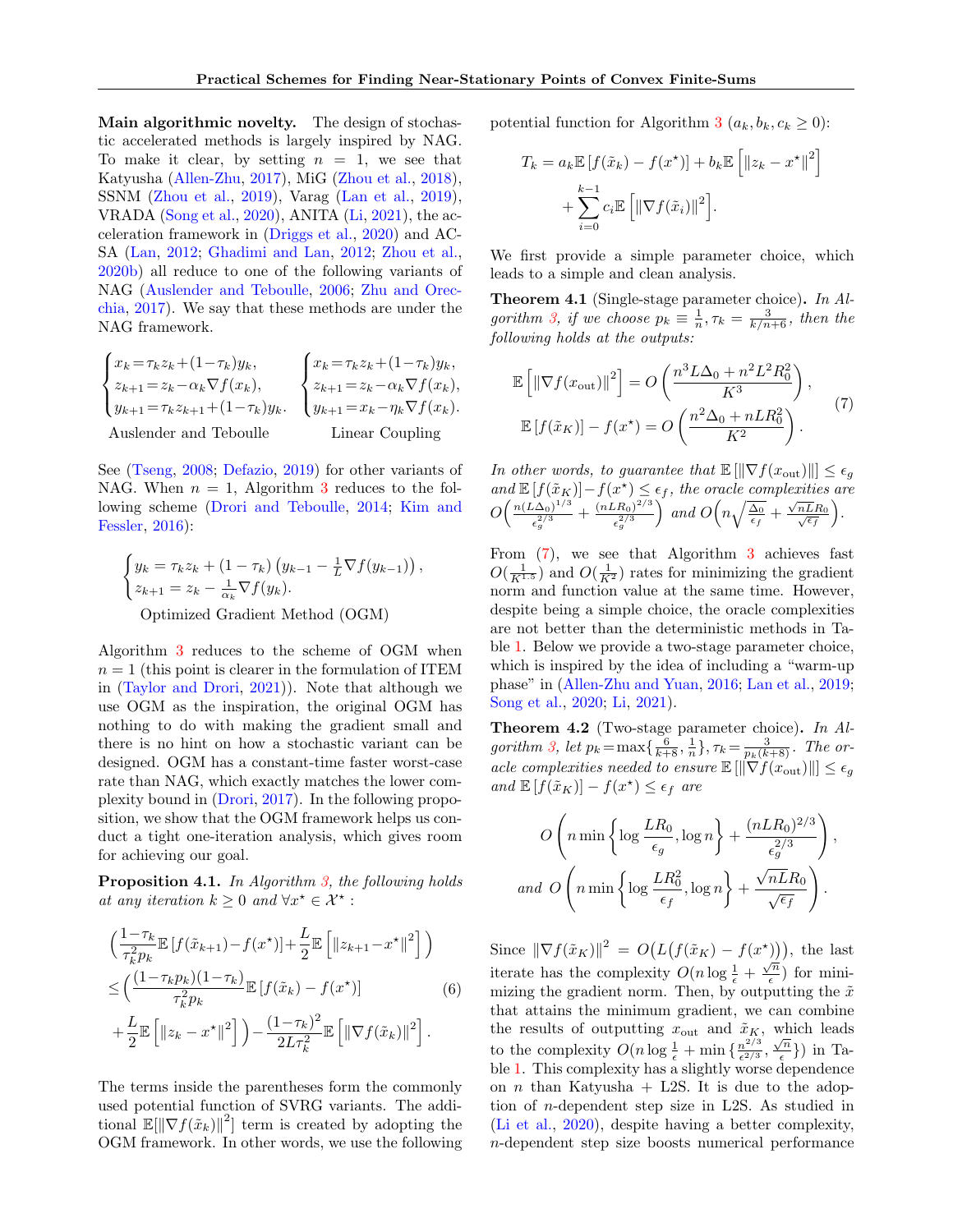**Main algorithmic novelty.** The design of stochastic accelerated methods is largely inspired by NAG. To make it clear, by setting $n = 1$, we see that Katyusha (Allen-Zhu, 2017), MiG (Zhou et al., 2018), SSNM (Zhou et al., 2019), Varag (Lan et al., 2019), VRADA (Song et al., 2020), ANITA (Li, 2021), the acceleration framework in (Driggs et al., 2020) and AC-SA (Lan, 2012; Ghadimi and Lan, 2012; Zhou et al., 2020b) all reduce to one of the following variants of NAG (Auslender and Teboulle, 2006; Zhu and Orecchia, 2017). We say that these methods are under the NAG framework.

$$
\begin{cases} x_k = \tau_k z_k + (1-\tau_k) y_k, \\ z_{k+1} = z_k - \alpha_k \nabla f(x_k), \\ y_{k+1} = \tau_k z_{k+1} + (1-\tau_k) y_k. \end{cases}
\qquad
\begin{cases} x_k = \tau_k z_k + (1-\tau_k) y_k, \\ z_{k+1} = z_k - \alpha_k \nabla f(x_k), \\ y_{k+1} = x_k - \eta_k \nabla f(x_k). \end{cases}
$$

Auslender and Teboulle $\qquad$ Linear Coupling

See (Tseng, 2008; Defazio, 2019) for other variants of NAG. When $n = 1$, Algorithm 3 reduces to the following scheme (Drori and Teboulle, 2014; Kim and Fessler, 2016):

$$
\begin{cases} y_k = \tau_k z_k + (1-\tau_k)\left(y_{k-1} - \frac{1}{L}\nabla f(y_{k-1})\right), \\ z_{k+1} = z_k - \frac{1}{\alpha_k}\nabla f(y_k). \end{cases}
$$

Optimized Gradient Method (OGM)

Algorithm 3 reduces to the scheme of OGM when $n = 1$ (this point is clearer in the formulation of ITEM in (Taylor and Drori, 2021)). Note that although we use OGM as the inspiration, the original OGM has nothing to do with making the gradient small and there is no hint on how a stochastic variant can be designed. OGM has a constant-time faster worst-case rate than NAG, which exactly matches the lower complexity bound in (Drori, 2017). In the following proposition, we show that the OGM framework helps us conduct a tight one-iteration analysis, which gives room for achieving our goal.

**Proposition 4.1.** *In Algorithm 3, the following holds at any iteration $k \geq 0$ and $\forall x^\star \in \mathcal{X}^\star$ :*

$$
\begin{aligned}
&\Big(\frac{1-\tau_k}{\tau_k^2 p_k}\mathbb{E}\left[f(\tilde{x}_{k+1}) - f(x^\star)\right] + \frac{L}{2}\mathbb{E}\left[\left\|z_{k+1} - x^\star\right\|^2\right]\Big) \\
&\leq \Big(\frac{(1-\tau_k p_k)(1-\tau_k)}{\tau_k^2 p_k}\mathbb{E}\left[f(\tilde{x}_k) - f(x^\star)\right] \\
&\quad + \frac{L}{2}\mathbb{E}\left[\left\|z_k - x^\star\right\|^2\right]\Big) - \frac{(1-\tau_k)^2}{2L\tau_k^2}\mathbb{E}\left[\left\|\nabla f(\tilde{x}_k)\right\|^2\right].
\end{aligned} \tag{6}
$$

The terms inside the parentheses form the commonly used potential function of SVRG variants. The additional $\mathbb{E}[\|\nabla f(\tilde{x}_k)\|^2]$ term is created by adopting the OGM framework. In other words, we use the following potential function for Algorithm 3 ($a_k, b_k, c_k \geq 0$):

$$
\begin{aligned}
T_k = {}& a_k \mathbb{E}\left[f(\tilde{x}_k) - f(x^\star)\right] + b_k \mathbb{E}\left[\left\|z_k - x^\star\right\|^2\right] \\
&+ \sum_{i=0}^{k-1} c_i \mathbb{E}\left[\left\|\nabla f(\tilde{x}_i)\right\|^2\right].
\end{aligned}
$$

We first provide a simple parameter choice, which leads to a simple and clean analysis.

**Theorem 4.1** (Single-stage parameter choice)**.** *In Algorithm 3, if we choose $p_k \equiv \frac{1}{n}, \tau_k = \frac{3}{k/n+6}$, then the following holds at the outputs:*

$$
\begin{aligned}
\mathbb{E}\left[\left\|\nabla f(x_{\text{out}})\right\|^2\right] &= O\left(\frac{n^3 L\Delta_0 + n^2 L^2 R_0^2}{K^3}\right), \\
\mathbb{E}\left[f(\tilde{x}_K)\right] - f(x^\star) &= O\left(\frac{n^2\Delta_0 + nLR_0^2}{K^2}\right).
\end{aligned} \tag{7}
$$

*In other words, to guarantee that $\mathbb{E}\left[\|\nabla f(x_{\text{out}})\|\right] \leq \epsilon_g$ and $\mathbb{E}\left[f(\tilde{x}_K)\right] - f(x^\star) \leq \epsilon_f$, the oracle complexities are $O\Big(\frac{n(L\Delta_0)^{1/3}}{\epsilon_g^{2/3}} + \frac{(nLR_0)^{2/3}}{\epsilon_g^{2/3}}\Big)$ and $O\Big(n\sqrt{\frac{\Delta_0}{\epsilon_f}} + \frac{\sqrt{nL}R_0}{\sqrt{\epsilon_f}}\Big)$.*

From (7), we see that Algorithm 3 achieves fast $O(\frac{1}{K^{1.5}})$ and $O(\frac{1}{K^2})$ rates for minimizing the gradient norm and function value at the same time. However, despite being a simple choice, the oracle complexities are not better than the deterministic methods in Table 1. Below we provide a two-stage parameter choice, which is inspired by the idea of including a "warm-up phase" in (Allen-Zhu and Yuan, 2016; Lan et al., 2019; Song et al., 2020; Li, 2021).

**Theorem 4.2** (Two-stage parameter choice)**.** *In Algorithm 3, let $p_k = \max\{\frac{6}{k+8}, \frac{1}{n}\}, \tau_k = \frac{3}{p_k(k+8)}$. The oracle complexities needed to ensure $\mathbb{E}\left[\|\nabla f(x_{\text{out}})\|\right] \leq \epsilon_g$ and $\mathbb{E}\left[f(\tilde{x}_K)\right] - f(x^\star) \leq \epsilon_f$ are*

$$
O\left(n \min\left\{\log\frac{LR_0}{\epsilon_g}, \log n\right\} + \frac{(nLR_0)^{2/3}}{\epsilon_g^{2/3}}\right),
$$

$$
\text{and } O\left(n\min\left\{\log\frac{LR_0^2}{\epsilon_f}, \log n\right\} + \frac{\sqrt{nL}R_0}{\sqrt{\epsilon_f}}\right).
$$

Since $\left\|\nabla f(\tilde{x}_K)\right\|^2 = O\big(L\big(f(\tilde{x}_K) - f(x^\star)\big)\big)$, the last iterate has the complexity $O(n\log\frac{1}{\epsilon} + \frac{\sqrt{n}}{\epsilon})$ for minimizing the gradient norm. Then, by outputting the $\tilde{x}$ that attains the minimum gradient, we can combine the results of outputting $x_{\text{out}}$ and $\tilde{x}_K$, which leads to the complexity $O(n\log\frac{1}{\epsilon} + \min\{\frac{n^{2/3}}{\epsilon^{2/3}}, \frac{\sqrt{n}}{\epsilon}\})$ in Table 1. This complexity has a slightly worse dependence on $n$ than Katyusha + L2S. It is due to the adoption of $n$-dependent step size in L2S. As studied in (Li et al., 2020), despite having a better complexity, $n$-dependent step size boosts numerical performance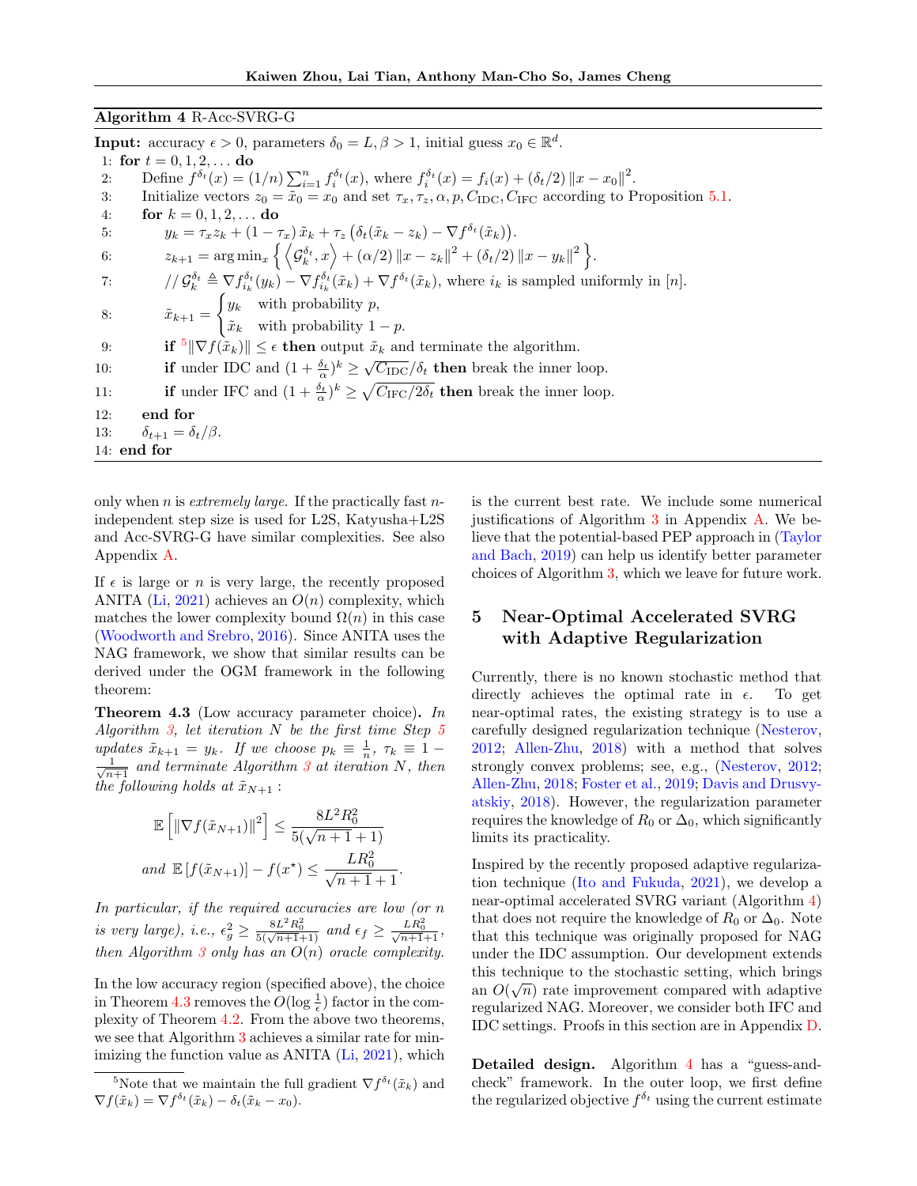**Algorithm 4** R-Acc-SVRG-G

**Input:** accuracy $\epsilon > 0$, parameters $\delta_0 = L, \beta > 1$, initial guess $x_0 \in \mathbb{R}^d$.

1: **for** $t = 0, 1, 2, \ldots$ **do**
2: Define $f^{\delta_t}(x) = (1/n)\sum_{i=1}^n f_i^{\delta_t}(x)$, where $f_i^{\delta_t}(x) = f_i(x) + (\delta_t/2)\left\|x - x_0\right\|^2$.
3: Initialize vectors $z_0 = \tilde{x}_0 = x_0$ and set $\tau_x, \tau_z, \alpha, p, C_{\text{IDC}}, C_{\text{IFC}}$ according to Proposition 5.1.
4: **for** $k = 0, 1, 2, \ldots$ **do**
5: $y_k = \tau_x z_k + (1 - \tau_x)\tilde{x}_k + \tau_z\left(\delta_t(\tilde{x}_k - z_k) - \nabla f^{\delta_t}(\tilde{x}_k)\right)$.
6: $z_{k+1} = \arg\min_x \left\{ \left\langle \mathcal{G}_k^{\delta_t}, x \right\rangle + (\alpha/2)\left\|x - z_k\right\|^2 + (\delta_t/2)\left\|x - y_k\right\|^2 \right\}$.
7: // $\mathcal{G}_k^{\delta_t} \triangleq \nabla f_{i_k}^{\delta_t}(y_k) - \nabla f_{i_k}^{\delta_t}(\tilde{x}_k) + \nabla f^{\delta_t}(\tilde{x}_k)$, where $i_k$ is sampled uniformly in $[n]$.
8: $\tilde{x}_{k+1} = \begin{cases} y_k & \text{with probability } p, \\ \tilde{x}_k & \text{with probability } 1 - p. \end{cases}$
9: **if** [5]$\|\nabla f(\tilde{x}_k)\| \leq \epsilon$ **then** output $\tilde{x}_k$ and terminate the algorithm.
10: **if** under IDC and $(1 + \frac{\delta_t}{\alpha})^k \geq \sqrt{C_{\text{IDC}}}/\delta_t$ **then** break the inner loop.
11: **if** under IFC and $(1 + \frac{\delta_t}{\alpha})^k \geq \sqrt{C_{\text{IFC}}/2\delta_t}$ **then** break the inner loop.
12: **end for**
13: $\delta_{t+1} = \delta_t/\beta$.
14: **end for**

only when $n$ is *extremely large.* If the practically fast $n$-independent step size is used for L2S, Katyusha+L2S and Acc-SVRG-G have similar complexities. See also Appendix A.

If $\epsilon$ is large or $n$ is very large, the recently proposed ANITA (Li, 2021) achieves an $O(n)$ complexity, which matches the lower complexity bound $\Omega(n)$ in this case (Woodworth and Srebro, 2016). Since ANITA uses the NAG framework, we show that similar results can be derived under the OGM framework in the following theorem:

**Theorem 4.3** (Low accuracy parameter choice)**.** *In Algorithm 3, let iteration $N$ be the first time Step 5 updates $\tilde{x}_{k+1} = y_k$. If we choose $p_k \equiv \frac{1}{n}$, $\tau_k \equiv 1 - \frac{1}{\sqrt{n+1}}$ and terminate Algorithm 3 at iteration $N$, then the following holds at $\tilde{x}_{N+1}$ :*

$$\mathbb{E}\left[\left\|\nabla f(\tilde{x}_{N+1})\right\|^2\right] \leq \frac{8L^2R_0^2}{5(\sqrt{n+1}+1)}$$

$$\text{and } \mathbb{E}\left[f(\tilde{x}_{N+1})\right] - f(x^\star) \leq \frac{LR_0^2}{\sqrt{n+1}+1}.$$

*In particular, if the required accuracies are low (or $n$ is very large), i.e., $\epsilon_g^2 \geq \frac{8L^2R_0^2}{5(\sqrt{n+1}+1)}$ and $\epsilon_f \geq \frac{LR_0^2}{\sqrt{n+1}+1}$, then Algorithm 3 only has an $O(n)$ oracle complexity.*

In the low accuracy region (specified above), the choice in Theorem 4.3 removes the $O(\log\frac{1}{\epsilon})$ factor in the complexity of Theorem 4.2. From the above two theorems, we see that Algorithm 3 achieves a similar rate for minimizing the function value as ANITA (Li, 2021), which is the current best rate. We include some numerical justifications of Algorithm 3 in Appendix A. We believe that the potential-based PEP approach in (Taylor and Bach, 2019) can help us identify better parameter choices of Algorithm 3, which we leave for future work.

## 5 Near-Optimal Accelerated SVRG with Adaptive Regularization

Currently, there is no known stochastic method that directly achieves the optimal rate in $\epsilon$. To get near-optimal rates, the existing strategy is to use a carefully designed regularization technique (Nesterov, 2012; Allen-Zhu, 2018) with a method that solves strongly convex problems; see, e.g., (Nesterov, 2012; Allen-Zhu, 2018; Foster et al., 2019; Davis and Drusvyatskiy, 2018). However, the regularization parameter requires the knowledge of $R_0$ or $\Delta_0$, which significantly limits its practicality.

Inspired by the recently proposed adaptive regularization technique (Ito and Fukuda, 2021), we develop a near-optimal accelerated SVRG variant (Algorithm 4) that does not require the knowledge of $R_0$ or $\Delta_0$. Note that this technique was originally proposed for NAG under the IDC assumption. Our development extends this technique to the stochastic setting, which brings an $O(\sqrt{n})$ rate improvement compared with adaptive regularized NAG. Moreover, we consider both IFC and IDC settings. Proofs in this section are in Appendix D.

**Detailed design.** Algorithm 4 has a "guess-and-check" framework. In the outer loop, we first define the regularized objective $f^{\delta_t}$ using the current estimate

[5]Note that we maintain the full gradient $\nabla f^{\delta_t}(\tilde{x}_k)$ and $\nabla f(\tilde{x}_k) = \nabla f^{\delta_t}(\tilde{x}_k) - \delta_t(\tilde{x}_k - x_0)$.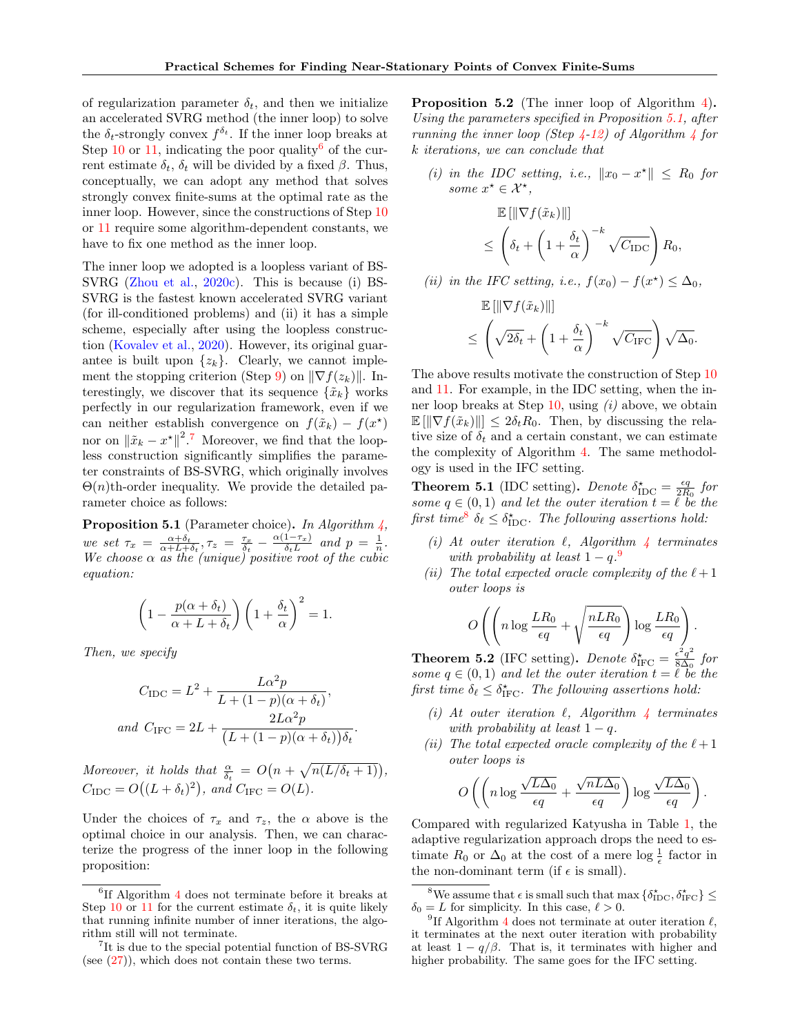of regularization parameter $\delta_t$, and then we initialize an accelerated SVRG method (the inner loop) to solve the $\delta_t$-strongly convex $f^{\delta_t}$. If the inner loop breaks at Step 10 or 11, indicating the poor quality[6] of the current estimate $\delta_t$, $\delta_t$ will be divided by a fixed $\beta$. Thus, conceptually, we can adopt any method that solves strongly convex finite-sums at the optimal rate as the inner loop. However, since the constructions of Step 10 or 11 require some algorithm-dependent constants, we have to fix one method as the inner loop.

The inner loop we adopted is a loopless variant of BS-SVRG (Zhou et al., 2020c). This is because (i) BS-SVRG is the fastest known accelerated SVRG variant (for ill-conditioned problems) and (ii) it has a simple scheme, especially after using the loopless construction (Kovalev et al., 2020). However, its original guarantee is built upon $\{z_k\}$. Clearly, we cannot implement the stopping criterion (Step 9) on $\|\nabla f(z_k)\|$. Interestingly, we discover that its sequence $\{\tilde{x}_k\}$ works perfectly in our regularization framework, even if we can neither establish convergence on $f(\tilde{x}_k) - f(x^\star)$ nor on $\|\tilde{x}_k - x^\star\|^2$.[7] Moreover, we find that the loopless construction significantly simplifies the parameter constraints of BS-SVRG, which originally involves $\Theta(n)$th-order inequality. We provide the detailed parameter choice as follows:

**Proposition 5.1** (Parameter choice)**.** *In Algorithm 4, we set $\tau_x = \frac{\alpha+\delta_t}{\alpha+L+\delta_t}, \tau_z = \frac{\tau_x}{\delta_t} - \frac{\alpha(1-\tau_x)}{\delta_t L}$ and $p = \frac{1}{n}$. We choose $\alpha$ as the (unique) positive root of the cubic equation:*

$$\left(1 - \frac{p(\alpha+\delta_t)}{\alpha+L+\delta_t}\right)\left(1+\frac{\delta_t}{\alpha}\right)^2 = 1.$$

*Then, we specify*

$$C_{\mathrm{IDC}} = L^2 + \frac{L\alpha^2 p}{L+(1-p)(\alpha+\delta_t)},$$
$$\text{and } C_{\mathrm{IFC}} = 2L + \frac{2L\alpha^2 p}{\big(L+(1-p)(\alpha+\delta_t)\big)\delta_t}.$$

*Moreover, it holds that $\frac{\alpha}{\delta_t} = O\big(n + \sqrt{n(L/\delta_t+1)}\big)$, $C_{\mathrm{IDC}} = O\big((L+\delta_t)^2\big)$, and $C_{\mathrm{IFC}} = O(L)$.*

Under the choices of $\tau_x$ and $\tau_z$, the $\alpha$ above is the optimal choice in our analysis. Then, we can characterize the progress of the inner loop in the following proposition:

**Proposition 5.2** (The inner loop of Algorithm 4)**.** *Using the parameters specified in Proposition 5.1, after running the inner loop (Step 4-12) of Algorithm 4 for $k$ iterations, we can conclude that*

*(i) in the IDC setting, i.e., $\|x_0 - x^\star\| \le R_0$ for some $x^\star \in \mathcal{X}^\star$,*

$$\mathbb{E}\left[\|\nabla f(\tilde{x}_k)\|\right] \le \left(\delta_t + \left(1+\frac{\delta_t}{\alpha}\right)^{-k}\sqrt{C_{\mathrm{IDC}}}\right)R_0,$$

*(ii) in the IFC setting, i.e., $f(x_0) - f(x^\star) \le \Delta_0$,*

$$\mathbb{E}\left[\|\nabla f(\tilde{x}_k)\|\right] \le \left(\sqrt{2\delta_t} + \left(1+\frac{\delta_t}{\alpha}\right)^{-k}\sqrt{C_{\mathrm{IFC}}}\right)\sqrt{\Delta_0}.$$

The above results motivate the construction of Step 10 and 11. For example, in the IDC setting, when the inner loop breaks at Step 10, using *(i)* above, we obtain $\mathbb{E}\left[\|\nabla f(\tilde{x}_k)\|\right] \le 2\delta_t R_0$. Then, by discussing the relative size of $\delta_t$ and a certain constant, we can estimate the complexity of Algorithm 4. The same methodology is used in the IFC setting.

**Theorem 5.1** (IDC setting)**.** *Denote $\delta^\star_{\mathrm{IDC}} = \frac{\epsilon q}{2R_0}$ for some $q \in (0,1)$ and let the outer iteration $t = \ell$ be the first time[8] $\delta_\ell \le \delta^\star_{\mathrm{IDC}}$. The following assertions hold:*

*(i) At outer iteration $\ell$, Algorithm 4 terminates with probability at least $1-q$.[9]*

*(ii) The total expected oracle complexity of the $\ell+1$ outer loops is*

$$O\left(\left(n\log\frac{LR_0}{\epsilon q} + \sqrt{\frac{nLR_0}{\epsilon q}}\right)\log\frac{LR_0}{\epsilon q}\right).$$

**Theorem 5.2** (IFC setting)**.** *Denote $\delta^\star_{\mathrm{IFC}} = \frac{\epsilon^2 q^2}{8\Delta_0}$ for some $q \in (0,1)$ and let the outer iteration $t = \ell$ be the first time $\delta_\ell \le \delta^\star_{\mathrm{IFC}}$. The following assertions hold:*

*(i) At outer iteration $\ell$, Algorithm 4 terminates with probability at least $1-q$.*

*(ii) The total expected oracle complexity of the $\ell+1$ outer loops is*

$$O\left(\left(n\log\frac{\sqrt{L\Delta_0}}{\epsilon q} + \frac{\sqrt{nL\Delta_0}}{\epsilon q}\right)\log\frac{\sqrt{L\Delta_0}}{\epsilon q}\right).$$

Compared with regularized Katyusha in Table 1, the adaptive regularization approach drops the need to estimate $R_0$ or $\Delta_0$ at the cost of a mere $\log\frac{1}{\epsilon}$ factor in the non-dominant term (if $\epsilon$ is small).

---

[6] If Algorithm 4 does not terminate before it breaks at Step 10 or 11 for the current estimate $\delta_t$, it is quite likely that running infinite number of inner iterations, the algorithm still will not terminate.

[7] It is due to the special potential function of BS-SVRG (see (27)), which does not contain these two terms.

[8] We assume that $\epsilon$ is small such that $\max\{\delta^\star_{\mathrm{IDC}}, \delta^\star_{\mathrm{IFC}}\} \le \delta_0 = L$ for simplicity. In this case, $\ell > 0$.

[9] If Algorithm 4 does not terminate at outer iteration $\ell$, it terminates at the next outer iteration with probability at least $1 - q/\beta$. That is, it terminates with higher and higher probability. The same goes for the IFC setting.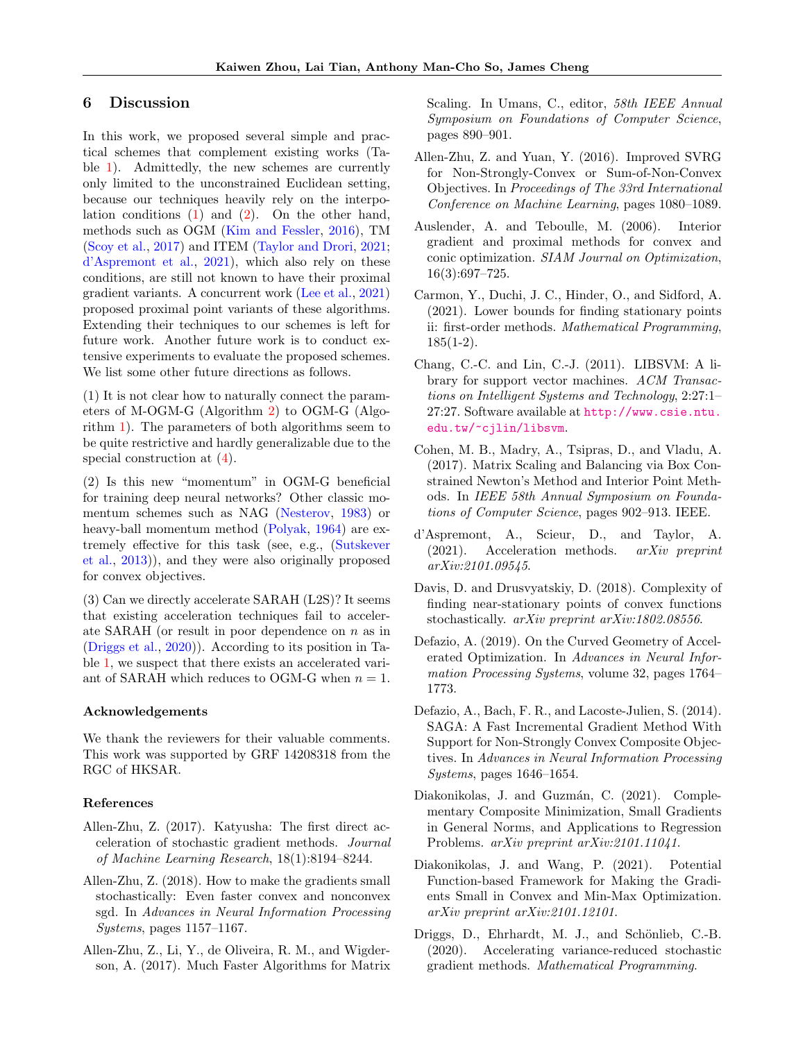## 6 Discussion

In this work, we proposed several simple and practical schemes that complement existing works (Table 1). Admittedly, the new schemes are currently only limited to the unconstrained Euclidean setting, because our techniques heavily rely on the interpolation conditions (1) and (2). On the other hand, methods such as OGM (Kim and Fessler, 2016), TM (Scoy et al., 2017) and ITEM (Taylor and Drori, 2021; d'Aspremont et al., 2021), which also rely on these conditions, are still not known to have their proximal gradient variants. A concurrent work (Lee et al., 2021) proposed proximal point variants of these algorithms. Extending their techniques to our schemes is left for future work. Another future work is to conduct extensive experiments to evaluate the proposed schemes. We list some other future directions as follows.

(1) It is not clear how to naturally connect the parameters of M-OGM-G (Algorithm 2) to OGM-G (Algorithm 1). The parameters of both algorithms seem to be quite restrictive and hardly generalizable due to the special construction at (4).

(2) Is this new "momentum" in OGM-G beneficial for training deep neural networks? Other classic momentum schemes such as NAG (Nesterov, 1983) or heavy-ball momentum method (Polyak, 1964) are extremely effective for this task (see, e.g., (Sutskever et al., 2013)), and they were also originally proposed for convex objectives.

(3) Can we directly accelerate SARAH (L2S)? It seems that existing acceleration techniques fail to accelerate SARAH (or result in poor dependence on $n$ as in (Driggs et al., 2020)). According to its position in Table 1, we suspect that there exists an accelerated variant of SARAH which reduces to OGM-G when $n = 1$.

### Acknowledgements

We thank the reviewers for their valuable comments. This work was supported by GRF 14208318 from the RGC of HKSAR.

### References

Allen-Zhu, Z. (2017). Katyusha: The first direct acceleration of stochastic gradient methods. *Journal of Machine Learning Research*, 18(1):8194–8244.

Allen-Zhu, Z. (2018). How to make the gradients small stochastically: Even faster convex and nonconvex sgd. In *Advances in Neural Information Processing Systems*, pages 1157–1167.

Allen-Zhu, Z., Li, Y., de Oliveira, R. M., and Wigderson, A. (2017). Much Faster Algorithms for Matrix Scaling. In Umans, C., editor, *58th IEEE Annual Symposium on Foundations of Computer Science*, pages 890–901.

Allen-Zhu, Z. and Yuan, Y. (2016). Improved SVRG for Non-Strongly-Convex or Sum-of-Non-Convex Objectives. In *Proceedings of The 33rd International Conference on Machine Learning*, pages 1080–1089.

Auslender, A. and Teboulle, M. (2006). Interior gradient and proximal methods for convex and conic optimization. *SIAM Journal on Optimization*, 16(3):697–725.

Carmon, Y., Duchi, J. C., Hinder, O., and Sidford, A. (2021). Lower bounds for finding stationary points ii: first-order methods. *Mathematical Programming*, 185(1-2).

Chang, C.-C. and Lin, C.-J. (2011). LIBSVM: A library for support vector machines. *ACM Transactions on Intelligent Systems and Technology*, 2:27:1–27:27. Software available at http://www.csie.ntu.edu.tw/~cjlin/libsvm.

Cohen, M. B., Madry, A., Tsipras, D., and Vladu, A. (2017). Matrix Scaling and Balancing via Box Constrained Newton's Method and Interior Point Methods. In *IEEE 58th Annual Symposium on Foundations of Computer Science*, pages 902–913. IEEE.

d'Aspremont, A., Scieur, D., and Taylor, A. (2021). Acceleration methods. *arXiv preprint arXiv:2101.09545*.

Davis, D. and Drusvyatskiy, D. (2018). Complexity of finding near-stationary points of convex functions stochastically. *arXiv preprint arXiv:1802.08556*.

Defazio, A. (2019). On the Curved Geometry of Accelerated Optimization. In *Advances in Neural Information Processing Systems*, volume 32, pages 1764–1773.

Defazio, A., Bach, F. R., and Lacoste-Julien, S. (2014). SAGA: A Fast Incremental Gradient Method With Support for Non-Strongly Convex Composite Objectives. In *Advances in Neural Information Processing Systems*, pages 1646–1654.

Diakonikolas, J. and Guzmán, C. (2021). Complementary Composite Minimization, Small Gradients in General Norms, and Applications to Regression Problems. *arXiv preprint arXiv:2101.11041*.

Diakonikolas, J. and Wang, P. (2021). Potential Function-based Framework for Making the Gradients Small in Convex and Min-Max Optimization. *arXiv preprint arXiv:2101.12101*.

Driggs, D., Ehrhardt, M. J., and Schönlieb, C.-B. (2020). Accelerating variance-reduced stochastic gradient methods. *Mathematical Programming*.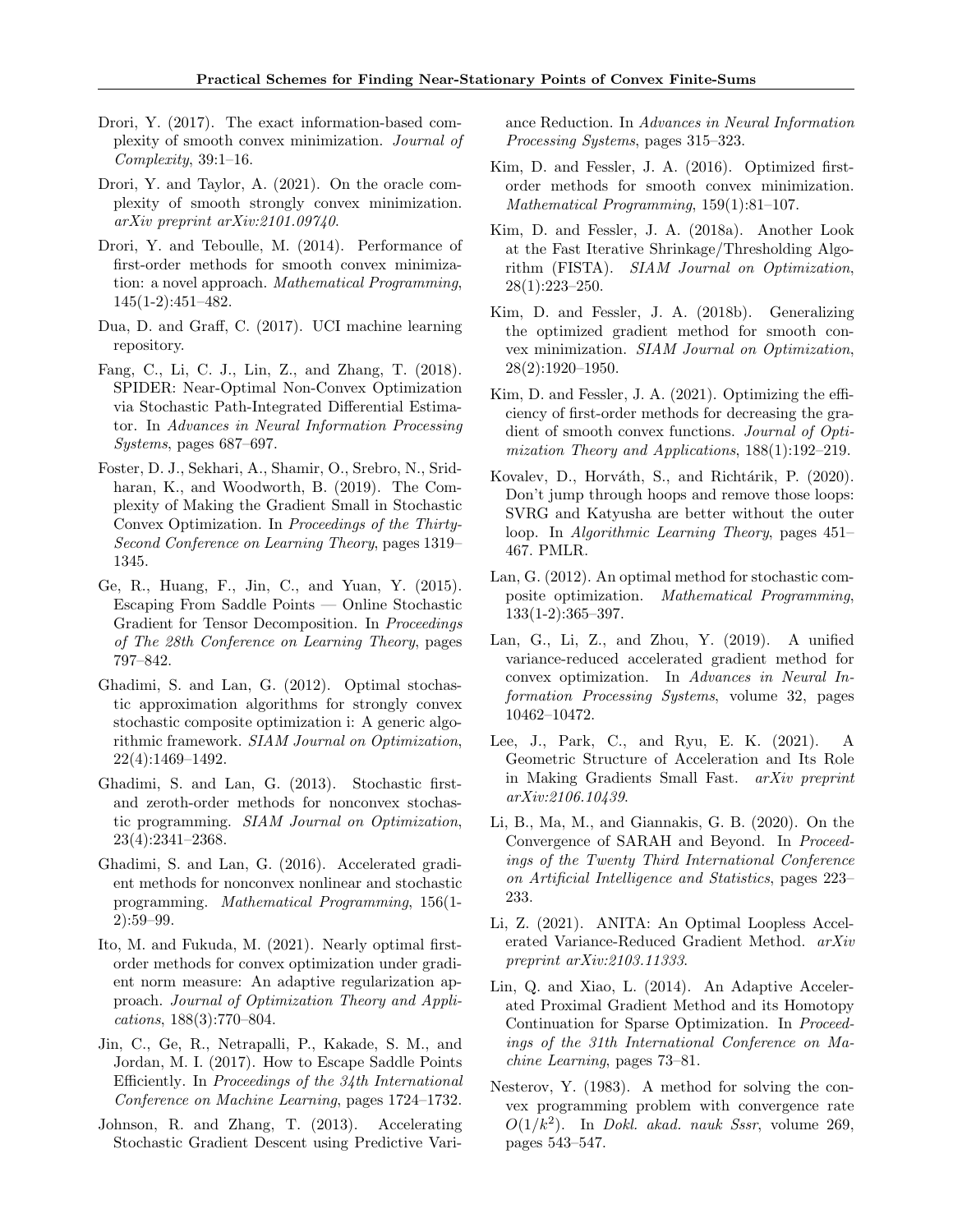Drori, Y. (2017). The exact information-based complexity of smooth convex minimization. *Journal of Complexity*, 39:1–16.

Drori, Y. and Taylor, A. (2021). On the oracle complexity of smooth strongly convex minimization. *arXiv preprint arXiv:2101.09740*.

Drori, Y. and Teboulle, M. (2014). Performance of first-order methods for smooth convex minimization: a novel approach. *Mathematical Programming*, 145(1-2):451–482.

Dua, D. and Graff, C. (2017). UCI machine learning repository.

Fang, C., Li, C. J., Lin, Z., and Zhang, T. (2018). SPIDER: Near-Optimal Non-Convex Optimization via Stochastic Path-Integrated Differential Estimator. In *Advances in Neural Information Processing Systems*, pages 687–697.

Foster, D. J., Sekhari, A., Shamir, O., Srebro, N., Sridharan, K., and Woodworth, B. (2019). The Complexity of Making the Gradient Small in Stochastic Convex Optimization. In *Proceedings of the Thirty-Second Conference on Learning Theory*, pages 1319–1345.

Ge, R., Huang, F., Jin, C., and Yuan, Y. (2015). Escaping From Saddle Points — Online Stochastic Gradient for Tensor Decomposition. In *Proceedings of The 28th Conference on Learning Theory*, pages 797–842.

Ghadimi, S. and Lan, G. (2012). Optimal stochastic approximation algorithms for strongly convex stochastic composite optimization i: A generic algorithmic framework. *SIAM Journal on Optimization*, 22(4):1469–1492.

Ghadimi, S. and Lan, G. (2013). Stochastic first- and zeroth-order methods for nonconvex stochastic programming. *SIAM Journal on Optimization*, 23(4):2341–2368.

Ghadimi, S. and Lan, G. (2016). Accelerated gradient methods for nonconvex nonlinear and stochastic programming. *Mathematical Programming*, 156(1-2):59–99.

Ito, M. and Fukuda, M. (2021). Nearly optimal first-order methods for convex optimization under gradient norm measure: An adaptive regularization approach. *Journal of Optimization Theory and Applications*, 188(3):770–804.

Jin, C., Ge, R., Netrapalli, P., Kakade, S. M., and Jordan, M. I. (2017). How to Escape Saddle Points Efficiently. In *Proceedings of the 34th International Conference on Machine Learning*, pages 1724–1732.

Johnson, R. and Zhang, T. (2013). Accelerating Stochastic Gradient Descent using Predictive Variance Reduction. In *Advances in Neural Information Processing Systems*, pages 315–323.

Kim, D. and Fessler, J. A. (2016). Optimized first-order methods for smooth convex minimization. *Mathematical Programming*, 159(1):81–107.

Kim, D. and Fessler, J. A. (2018a). Another Look at the Fast Iterative Shrinkage/Thresholding Algorithm (FISTA). *SIAM Journal on Optimization*, 28(1):223–250.

Kim, D. and Fessler, J. A. (2018b). Generalizing the optimized gradient method for smooth convex minimization. *SIAM Journal on Optimization*, 28(2):1920–1950.

Kim, D. and Fessler, J. A. (2021). Optimizing the efficiency of first-order methods for decreasing the gradient of smooth convex functions. *Journal of Optimization Theory and Applications*, 188(1):192–219.

Kovalev, D., Horváth, S., and Richtárik, P. (2020). Don't jump through hoops and remove those loops: SVRG and Katyusha are better without the outer loop. In *Algorithmic Learning Theory*, pages 451–467. PMLR.

Lan, G. (2012). An optimal method for stochastic composite optimization. *Mathematical Programming*, 133(1-2):365–397.

Lan, G., Li, Z., and Zhou, Y. (2019). A unified variance-reduced accelerated gradient method for convex optimization. In *Advances in Neural Information Processing Systems*, volume 32, pages 10462–10472.

Lee, J., Park, C., and Ryu, E. K. (2021). A Geometric Structure of Acceleration and Its Role in Making Gradients Small Fast. *arXiv preprint arXiv:2106.10439*.

Li, B., Ma, M., and Giannakis, G. B. (2020). On the Convergence of SARAH and Beyond. In *Proceedings of the Twenty Third International Conference on Artificial Intelligence and Statistics*, pages 223–233.

Li, Z. (2021). ANITA: An Optimal Loopless Accelerated Variance-Reduced Gradient Method. *arXiv preprint arXiv:2103.11333*.

Lin, Q. and Xiao, L. (2014). An Adaptive Accelerated Proximal Gradient Method and its Homotopy Continuation for Sparse Optimization. In *Proceedings of the 31th International Conference on Machine Learning*, pages 73–81.

Nesterov, Y. (1983). A method for solving the convex programming problem with convergence rate $O(1/k^2)$. In *Dokl. akad. nauk Sssr*, volume 269, pages 543–547.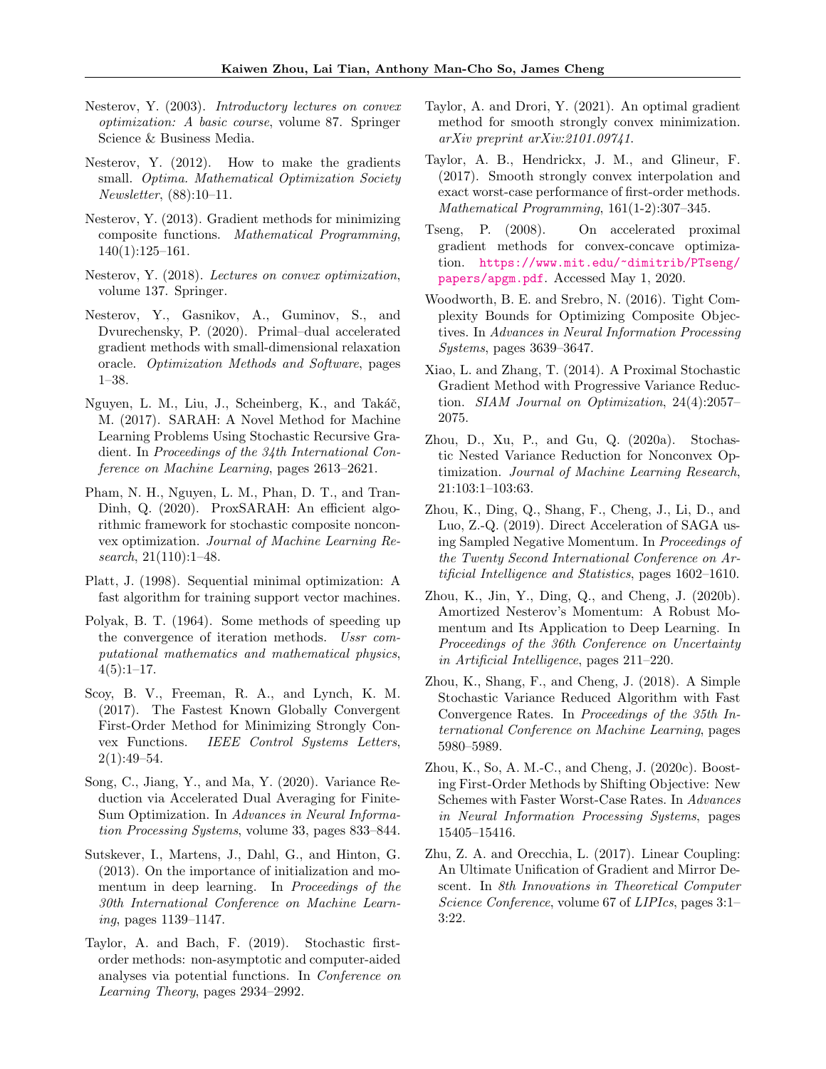Nesterov, Y. (2003). *Introductory lectures on convex optimization: A basic course*, volume 87. Springer Science & Business Media.

Nesterov, Y. (2012). How to make the gradients small. *Optima. Mathematical Optimization Society Newsletter*, (88):10–11.

Nesterov, Y. (2013). Gradient methods for minimizing composite functions. *Mathematical Programming*, 140(1):125–161.

Nesterov, Y. (2018). *Lectures on convex optimization*, volume 137. Springer.

Nesterov, Y., Gasnikov, A., Guminov, S., and Dvurechensky, P. (2020). Primal–dual accelerated gradient methods with small-dimensional relaxation oracle. *Optimization Methods and Software*, pages 1–38.

Nguyen, L. M., Liu, J., Scheinberg, K., and Takáč, M. (2017). SARAH: A Novel Method for Machine Learning Problems Using Stochastic Recursive Gradient. In *Proceedings of the 34th International Conference on Machine Learning*, pages 2613–2621.

Pham, N. H., Nguyen, L. M., Phan, D. T., and Tran-Dinh, Q. (2020). ProxSARAH: An efficient algorithmic framework for stochastic composite nonconvex optimization. *Journal of Machine Learning Research*, 21(110):1–48.

Platt, J. (1998). Sequential minimal optimization: A fast algorithm for training support vector machines.

Polyak, B. T. (1964). Some methods of speeding up the convergence of iteration methods. *Ussr computational mathematics and mathematical physics*, 4(5):1–17.

Scoy, B. V., Freeman, R. A., and Lynch, K. M. (2017). The Fastest Known Globally Convergent First-Order Method for Minimizing Strongly Convex Functions. *IEEE Control Systems Letters*, 2(1):49–54.

Song, C., Jiang, Y., and Ma, Y. (2020). Variance Reduction via Accelerated Dual Averaging for Finite-Sum Optimization. In *Advances in Neural Information Processing Systems*, volume 33, pages 833–844.

Sutskever, I., Martens, J., Dahl, G., and Hinton, G. (2013). On the importance of initialization and momentum in deep learning. In *Proceedings of the 30th International Conference on Machine Learning*, pages 1139–1147.

Taylor, A. and Bach, F. (2019). Stochastic first-order methods: non-asymptotic and computer-aided analyses via potential functions. In *Conference on Learning Theory*, pages 2934–2992.

Taylor, A. and Drori, Y. (2021). An optimal gradient method for smooth strongly convex minimization. *arXiv preprint arXiv:2101.09741*.

Taylor, A. B., Hendrickx, J. M., and Glineur, F. (2017). Smooth strongly convex interpolation and exact worst-case performance of first-order methods. *Mathematical Programming*, 161(1-2):307–345.

Tseng, P. (2008). On accelerated proximal gradient methods for convex-concave optimization. https://www.mit.edu/~dimitrib/PTseng/papers/apgm.pdf. Accessed May 1, 2020.

Woodworth, B. E. and Srebro, N. (2016). Tight Complexity Bounds for Optimizing Composite Objectives. In *Advances in Neural Information Processing Systems*, pages 3639–3647.

Xiao, L. and Zhang, T. (2014). A Proximal Stochastic Gradient Method with Progressive Variance Reduction. *SIAM Journal on Optimization*, 24(4):2057–2075.

Zhou, D., Xu, P., and Gu, Q. (2020a). Stochastic Nested Variance Reduction for Nonconvex Optimization. *Journal of Machine Learning Research*, 21:103:1–103:63.

Zhou, K., Ding, Q., Shang, F., Cheng, J., Li, D., and Luo, Z.-Q. (2019). Direct Acceleration of SAGA using Sampled Negative Momentum. In *Proceedings of the Twenty Second International Conference on Artificial Intelligence and Statistics*, pages 1602–1610.

Zhou, K., Jin, Y., Ding, Q., and Cheng, J. (2020b). Amortized Nesterov's Momentum: A Robust Momentum and Its Application to Deep Learning. In *Proceedings of the 36th Conference on Uncertainty in Artificial Intelligence*, pages 211–220.

Zhou, K., Shang, F., and Cheng, J. (2018). A Simple Stochastic Variance Reduced Algorithm with Fast Convergence Rates. In *Proceedings of the 35th International Conference on Machine Learning*, pages 5980–5989.

Zhou, K., So, A. M.-C., and Cheng, J. (2020c). Boosting First-Order Methods by Shifting Objective: New Schemes with Faster Worst-Case Rates. In *Advances in Neural Information Processing Systems*, pages 15405–15416.

Zhu, Z. A. and Orecchia, L. (2017). Linear Coupling: An Ultimate Unification of Gradient and Mirror Descent. In *8th Innovations in Theoretical Computer Science Conference*, volume 67 of *LIPIcs*, pages 3:1–3:22.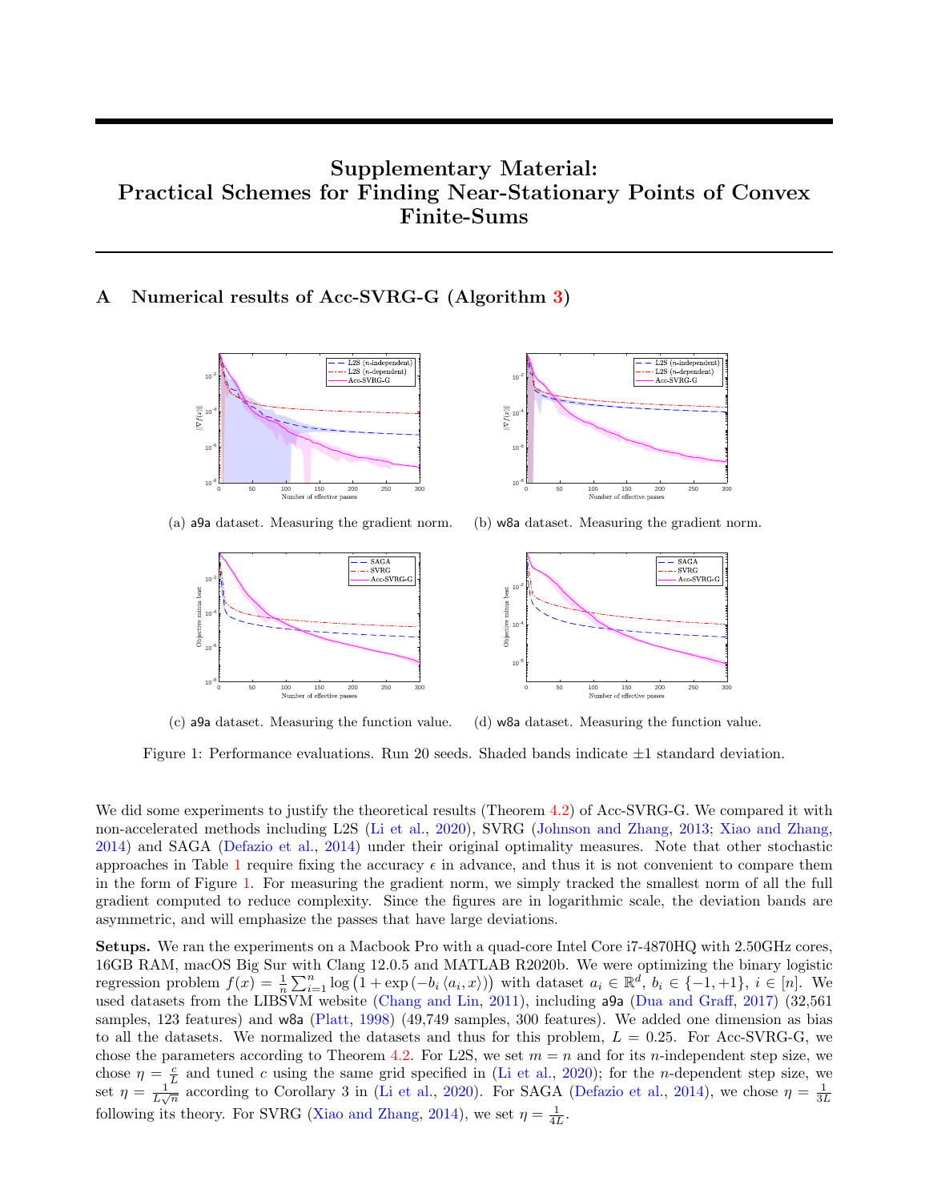# Supplementary Material: Practical Schemes for Finding Near-Stationary Points of Convex Finite-Sums

## A Numerical results of Acc-SVRG-G (Algorithm 3)

(a) a9a dataset. Measuring the gradient norm.

(b) w8a dataset. Measuring the gradient norm.

(c) a9a dataset. Measuring the function value.

(d) w8a dataset. Measuring the function value.

Figure 1: Performance evaluations. Run 20 seeds. Shaded bands indicate $\pm 1$ standard deviation.

We did some experiments to justify the theoretical results (Theorem 4.2) of Acc-SVRG-G. We compared it with non-accelerated methods including L2S (Li et al., 2020), SVRG (Johnson and Zhang, 2013; Xiao and Zhang, 2014) and SAGA (Defazio et al., 2014) under their original optimality measures. Note that other stochastic approaches in Table 1 require fixing the accuracy $\epsilon$ in advance, and thus it is not convenient to compare them in the form of Figure 1. For measuring the gradient norm, we simply tracked the smallest norm of all the full gradient computed to reduce complexity. Since the figures are in logarithmic scale, the deviation bands are asymmetric, and will emphasize the passes that have large deviations.

**Setups.** We ran the experiments on a Macbook Pro with a quad-core Intel Core i7-4870HQ with 2.50GHz cores, 16GB RAM, macOS Big Sur with Clang 12.0.5 and MATLAB R2020b. We were optimizing the binary logistic regression problem $f(x) = \frac{1}{n}\sum_{i=1}^{n} \log\left(1 + \exp\left(-b_i \langle a_i, x\rangle\right)\right)$ with dataset $a_i \in \mathbb{R}^d$, $b_i \in \{-1, +1\}$, $i \in [n]$. We used datasets from the LIBSVM website (Chang and Lin, 2011), including a9a (Dua and Graff, 2017) (32,561 samples, 123 features) and w8a (Platt, 1998) (49,749 samples, 300 features). We added one dimension as bias to all the datasets. We normalized the datasets and thus for this problem, $L = 0.25$. For Acc-SVRG-G, we chose the parameters according to Theorem 4.2. For L2S, we set $m = n$ and for its $n$-independent step size, we chose $\eta = \frac{c}{L}$ and tuned $c$ using the same grid specified in (Li et al., 2020); for the $n$-dependent step size, we set $\eta = \frac{1}{L\sqrt{n}}$ according to Corollary 3 in (Li et al., 2020). For SAGA (Defazio et al., 2014), we chose $\eta = \frac{1}{3L}$ following its theory. For SVRG (Xiao and Zhang, 2014), we set $\eta = \frac{1}{4L}$.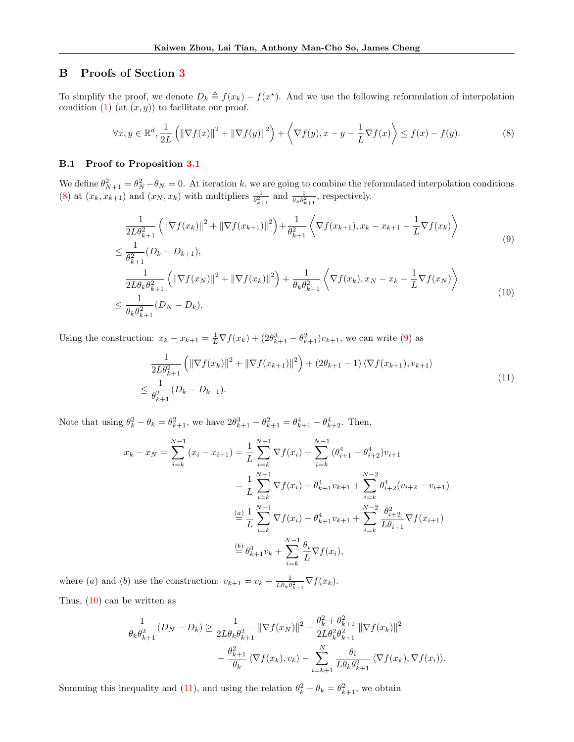## B Proofs of Section 3

To simplify the proof, we denote $D_k \triangleq f(x_k) - f(x^\star)$. And we use the following reformulation of interpolation condition (1) (at $(x, y)$) to facilitate our proof.

$$\forall x, y \in \mathbb{R}^d, \frac{1}{2L}\left(\|\nabla f(x)\|^2 + \|\nabla f(y)\|^2\right) + \left\langle \nabla f(y), x - y - \frac{1}{L}\nabla f(x)\right\rangle \le f(x) - f(y). \tag{8}$$

### B.1 Proof to Proposition 3.1

We define $\theta_{N+1}^2 = \theta_N^2 - \theta_N = 0$. At iteration $k$, we are going to combine the reformulated interpolation conditions (8) at $(x_k, x_{k+1})$ and $(x_N, x_k)$ with multipliers $\frac{1}{\theta_{k+1}^2}$ and $\frac{1}{\theta_k\theta_{k+1}^2}$, respectively.

$$\begin{aligned} &\frac{1}{2L\theta_{k+1}^2}\left(\|\nabla f(x_k)\|^2 + \|\nabla f(x_{k+1})\|^2\right) + \frac{1}{\theta_{k+1}^2}\left\langle \nabla f(x_{k+1}), x_k - x_{k+1} - \frac{1}{L}\nabla f(x_k)\right\rangle \\ \le\ &\frac{1}{\theta_{k+1}^2}(D_k - D_{k+1}), \end{aligned} \tag{9}$$

$$\begin{aligned} &\frac{1}{2L\theta_k\theta_{k+1}^2}\left(\|\nabla f(x_N)\|^2 + \|\nabla f(x_k)\|^2\right) + \frac{1}{\theta_k\theta_{k+1}^2}\left\langle \nabla f(x_k), x_N - x_k - \frac{1}{L}\nabla f(x_N)\right\rangle \\ \le\ &\frac{1}{\theta_k\theta_{k+1}^2}(D_N - D_k). \end{aligned} \tag{10}$$

Using the construction: $x_k - x_{k+1} = \frac{1}{L}\nabla f(x_k) + (2\theta_{k+1}^3 - \theta_{k+1}^2)v_{k+1}$, we can write (9) as

$$\begin{aligned} &\frac{1}{2L\theta_{k+1}^2}\left(\|\nabla f(x_k)\|^2 + \|\nabla f(x_{k+1})\|^2\right) + (2\theta_{k+1} - 1)\langle \nabla f(x_{k+1}), v_{k+1}\rangle \\ \le\ &\frac{1}{\theta_{k+1}^2}(D_k - D_{k+1}). \end{aligned} \tag{11}$$

Note that using $\theta_k^2 - \theta_k = \theta_{k+1}^2$, we have $2\theta_{k+1}^3 - \theta_{k+1}^2 = \theta_{k+1}^4 - \theta_{k+2}^4$. Then,

$$\begin{aligned} x_k - x_N = \sum_{i=k}^{N-1}(x_i - x_{i+1}) &= \frac{1}{L}\sum_{i=k}^{N-1}\nabla f(x_i) + \sum_{i=k}^{N-1}(\theta_{i+1}^4 - \theta_{i+2}^4)v_{i+1} \\ &= \frac{1}{L}\sum_{i=k}^{N-1}\nabla f(x_i) + \theta_{k+1}^4 v_{k+1} + \sum_{i=k}^{N-2}\theta_{i+2}^4(v_{i+2} - v_{i+1}) \\ &\overset{(a)}{=} \frac{1}{L}\sum_{i=k}^{N-1}\nabla f(x_i) + \theta_{k+1}^4 v_{k+1} + \sum_{i=k}^{N-2}\frac{\theta_{i+2}^2}{L\theta_{i+1}}\nabla f(x_{i+1}) \\ &\overset{(b)}{=} \theta_{k+1}^4 v_k + \sum_{i=k}^{N-1}\frac{\theta_i}{L}\nabla f(x_i), \end{aligned}$$

where $(a)$ and $(b)$ use the construction: $v_{k+1} = v_k + \frac{1}{L\theta_k\theta_{k+1}^2}\nabla f(x_k)$.

Thus, (10) can be written as

$$\begin{aligned} \frac{1}{\theta_k\theta_{k+1}^2}(D_N - D_k) \ge\ &\frac{1}{2L\theta_k\theta_{k+1}^2}\|\nabla f(x_N)\|^2 - \frac{\theta_k^2 + \theta_{k+1}^2}{2L\theta_k^2\theta_{k+1}^2}\|\nabla f(x_k)\|^2 \\ &- \frac{\theta_{k+1}^2}{\theta_k}\langle \nabla f(x_k), v_k\rangle - \sum_{i=k+1}^{N}\frac{\theta_i}{L\theta_k\theta_{k+1}^2}\langle \nabla f(x_k), \nabla f(x_i)\rangle. \end{aligned}$$

Summing this inequality and (11), and using the relation $\theta_k^2 - \theta_k = \theta_{k+1}^2$, we obtain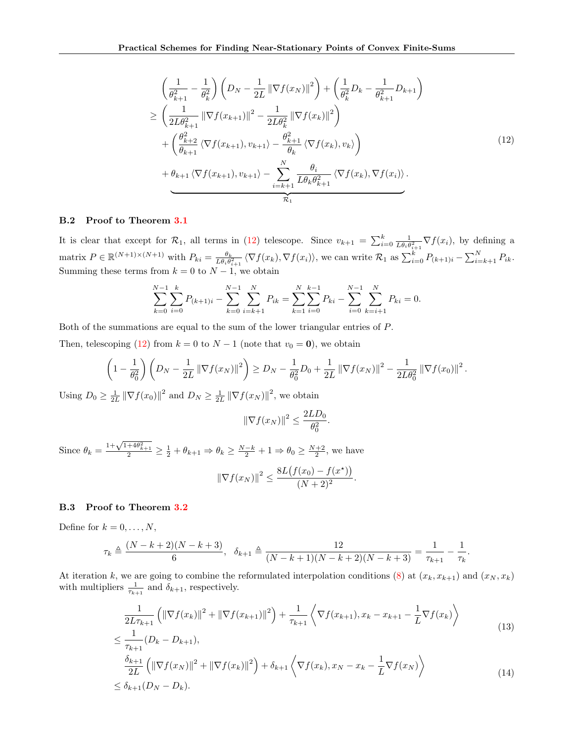$$
\begin{aligned}
&\left(\frac{1}{\theta_{k+1}^2}-\frac{1}{\theta_k^2}\right)\left(D_N-\frac{1}{2L}\left\|\nabla f(x_N)\right\|^2\right)+\left(\frac{1}{\theta_k^2}D_k-\frac{1}{\theta_{k+1}^2}D_{k+1}\right)\\
\geq\ &\left(\frac{1}{2L\theta_{k+1}^2}\left\|\nabla f(x_{k+1})\right\|^2-\frac{1}{2L\theta_k^2}\left\|\nabla f(x_k)\right\|^2\right)\\
&+\left(\frac{\theta_{k+2}^2}{\theta_{k+1}}\left\langle\nabla f(x_{k+1}),v_{k+1}\right\rangle-\frac{\theta_{k+1}^2}{\theta_k}\left\langle\nabla f(x_k),v_k\right\rangle\right)\\
&+\underbrace{\theta_{k+1}\left\langle\nabla f(x_{k+1}),v_{k+1}\right\rangle-\sum_{i=k+1}^{N}\frac{\theta_i}{L\theta_k\theta_{k+1}^2}\left\langle\nabla f(x_k),\nabla f(x_i)\right\rangle}_{\mathcal{R}_1}.
\end{aligned}
\tag{12}
$$

### B.2 Proof to Theorem 3.1

It is clear that except for $\mathcal{R}_1$, all terms in (12) telescope. Since $v_{k+1}=\sum_{i=0}^{k}\frac{1}{L\theta_i\theta_{i+1}^2}\nabla f(x_i)$, by defining a matrix $P\in\mathbb{R}^{(N+1)\times(N+1)}$ with $P_{ki}=\frac{\theta_k}{L\theta_i\theta_{i+1}^2}\left\langle\nabla f(x_k),\nabla f(x_i)\right\rangle$, we can write $\mathcal{R}_1$ as $\sum_{i=0}^{k}P_{(k+1)i}-\sum_{i=k+1}^{N}P_{ik}$. Summing these terms from $k=0$ to $N-1$, we obtain

$$
\sum_{k=0}^{N-1}\sum_{i=0}^{k}P_{(k+1)i}-\sum_{k=0}^{N-1}\sum_{i=k+1}^{N}P_{ik}=\sum_{k=1}^{N}\sum_{i=0}^{k-1}P_{ki}-\sum_{i=0}^{N-1}\sum_{k=i+1}^{N}P_{ki}=0.
$$

Both of the summations are equal to the sum of the lower triangular entries of $P$.

Then, telescoping (12) from $k=0$ to $N-1$ (note that $v_0=\mathbf{0}$), we obtain

$$
\left(1-\frac{1}{\theta_0^2}\right)\left(D_N-\frac{1}{2L}\left\|\nabla f(x_N)\right\|^2\right)\geq D_N-\frac{1}{\theta_0^2}D_0+\frac{1}{2L}\left\|\nabla f(x_N)\right\|^2-\frac{1}{2L\theta_0^2}\left\|\nabla f(x_0)\right\|^2.
$$

Using $D_0\geq\frac{1}{2L}\left\|\nabla f(x_0)\right\|^2$ and $D_N\geq\frac{1}{2L}\left\|\nabla f(x_N)\right\|^2$, we obtain

$$
\left\|\nabla f(x_N)\right\|^2\leq\frac{2LD_0}{\theta_0^2}.
$$

Since $\theta_k=\frac{1+\sqrt{1+4\theta_{k+1}^2}}{2}\geq\frac{1}{2}+\theta_{k+1}\Rightarrow\theta_k\geq\frac{N-k}{2}+1\Rightarrow\theta_0\geq\frac{N+2}{2}$, we have

$$
\left\|\nabla f(x_N)\right\|^2\leq\frac{8L\big(f(x_0)-f(x^\star)\big)}{(N+2)^2}.
$$

### B.3 Proof to Theorem 3.2

Define for $k=0,\ldots,N$,

$$
\tau_k\triangleq\frac{(N-k+2)(N-k+3)}{6},\quad\delta_{k+1}\triangleq\frac{12}{(N-k+1)(N-k+2)(N-k+3)}=\frac{1}{\tau_{k+1}}-\frac{1}{\tau_k}.
$$

At iteration $k$, we are going to combine the reformulated interpolation conditions (8) at $(x_k,x_{k+1})$ and $(x_N,x_k)$ with multipliers $\frac{1}{\tau_{k+1}}$ and $\delta_{k+1}$, respectively.

$$
\begin{aligned}
&\frac{1}{2L\tau_{k+1}}\left(\left\|\nabla f(x_k)\right\|^2+\left\|\nabla f(x_{k+1})\right\|^2\right)+\frac{1}{\tau_{k+1}}\left\langle\nabla f(x_{k+1}),x_k-x_{k+1}-\frac{1}{L}\nabla f(x_k)\right\rangle\\
\leq\ &\frac{1}{\tau_{k+1}}(D_k-D_{k+1}),
\end{aligned}
\tag{13}
$$

$$
\begin{aligned}
&\frac{\delta_{k+1}}{2L}\left(\left\|\nabla f(x_N)\right\|^2+\left\|\nabla f(x_k)\right\|^2\right)+\delta_{k+1}\left\langle\nabla f(x_k),x_N-x_k-\frac{1}{L}\nabla f(x_N)\right\rangle\\
\leq\ &\delta_{k+1}(D_N-D_k).
\end{aligned}
\tag{14}
$$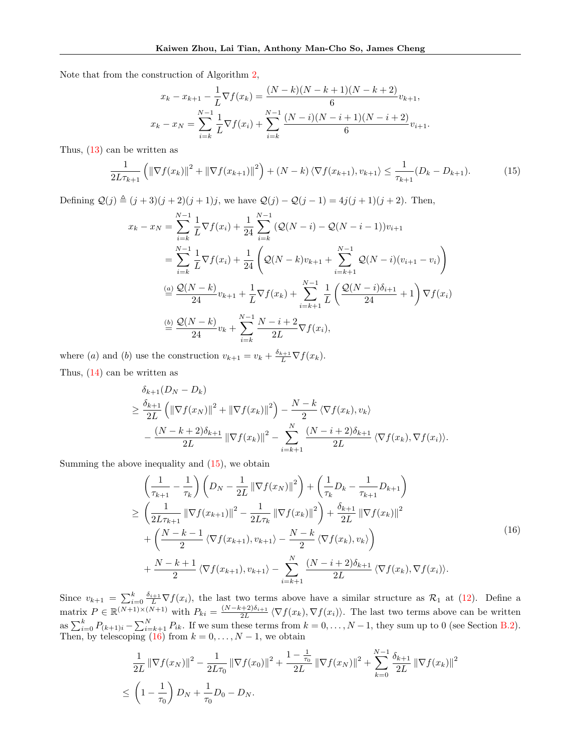Note that from the construction of Algorithm 2,

$$
\begin{aligned}
x_k - x_{k+1} - \frac{1}{L}\nabla f(x_k) &= \frac{(N-k)(N-k+1)(N-k+2)}{6} v_{k+1},\\
x_k - x_N &= \sum_{i=k}^{N-1} \frac{1}{L}\nabla f(x_i) + \sum_{i=k}^{N-1} \frac{(N-i)(N-i+1)(N-i+2)}{6} v_{i+1}.
\end{aligned}
$$

Thus, (13) can be written as

$$
\frac{1}{2L\tau_{k+1}}\left(\|\nabla f(x_k)\|^2 + \|\nabla f(x_{k+1})\|^2\right) + (N-k)\langle \nabla f(x_{k+1}), v_{k+1}\rangle \le \frac{1}{\tau_{k+1}}(D_k - D_{k+1}). \tag{15}
$$

Defining $\mathcal{Q}(j) \triangleq (j+3)(j+2)(j+1)j$, we have $\mathcal{Q}(j) - \mathcal{Q}(j-1) = 4j(j+1)(j+2)$. Then,

$$
\begin{aligned}
x_k - x_N &= \sum_{i=k}^{N-1} \frac{1}{L}\nabla f(x_i) + \frac{1}{24}\sum_{i=k}^{N-1}(\mathcal{Q}(N-i) - \mathcal{Q}(N-i-1))v_{i+1}\\
&= \sum_{i=k}^{N-1} \frac{1}{L}\nabla f(x_i) + \frac{1}{24}\left(\mathcal{Q}(N-k)v_{k+1} + \sum_{i=k+1}^{N-1}\mathcal{Q}(N-i)(v_{i+1} - v_i)\right)\\
&\overset{(a)}{=} \frac{\mathcal{Q}(N-k)}{24} v_{k+1} + \frac{1}{L}\nabla f(x_k) + \sum_{i=k+1}^{N-1}\frac{1}{L}\left(\frac{\mathcal{Q}(N-i)\delta_{i+1}}{24} + 1\right)\nabla f(x_i)\\
&\overset{(b)}{=} \frac{\mathcal{Q}(N-k)}{24} v_k + \sum_{i=k}^{N-1}\frac{N-i+2}{2L}\nabla f(x_i),
\end{aligned}
$$

where $(a)$ and $(b)$ use the construction $v_{k+1} = v_k + \frac{\delta_{k+1}}{L}\nabla f(x_k)$.

Thus, (14) can be written as

$$
\begin{aligned}
&\delta_{k+1}(D_N - D_k)\\
\ge\ & \frac{\delta_{k+1}}{2L}\left(\|\nabla f(x_N)\|^2 + \|\nabla f(x_k)\|^2\right) - \frac{N-k}{2}\langle \nabla f(x_k), v_k\rangle\\
& - \frac{(N-k+2)\delta_{k+1}}{2L}\|\nabla f(x_k)\|^2 - \sum_{i=k+1}^{N}\frac{(N-i+2)\delta_{k+1}}{2L}\langle \nabla f(x_k), \nabla f(x_i)\rangle.
\end{aligned}
$$

Summing the above inequality and (15), we obtain

$$
\begin{aligned}
&\left(\frac{1}{\tau_{k+1}} - \frac{1}{\tau_k}\right)\left(D_N - \frac{1}{2L}\|\nabla f(x_N)\|^2\right) + \left(\frac{1}{\tau_k}D_k - \frac{1}{\tau_{k+1}}D_{k+1}\right)\\
\ge\ & \left(\frac{1}{2L\tau_{k+1}}\|\nabla f(x_{k+1})\|^2 - \frac{1}{2L\tau_k}\|\nabla f(x_k)\|^2\right) + \frac{\delta_{k+1}}{2L}\|\nabla f(x_k)\|^2\\
& + \left(\frac{N-k-1}{2}\langle \nabla f(x_{k+1}), v_{k+1}\rangle - \frac{N-k}{2}\langle \nabla f(x_k), v_k\rangle\right)\\
& + \frac{N-k+1}{2}\langle \nabla f(x_{k+1}), v_{k+1}\rangle - \sum_{i=k+1}^{N}\frac{(N-i+2)\delta_{k+1}}{2L}\langle \nabla f(x_k), \nabla f(x_i)\rangle.
\end{aligned} \tag{16}
$$

Since $v_{k+1} = \sum_{i=0}^{k}\frac{\delta_{i+1}}{L}\nabla f(x_i)$, the last two terms above have a similar structure as $\mathcal{R}_1$ at (12). Define a matrix $P \in \mathbb{R}^{(N+1)\times(N+1)}$ with $P_{ki} = \frac{(N-k+2)\delta_{i+1}}{2L}\langle \nabla f(x_k), \nabla f(x_i)\rangle$. The last two terms above can be written as $\sum_{i=0}^{k} P_{(k+1)i} - \sum_{i=k+1}^{N} P_{ik}$. If we sum these terms from $k = 0, \ldots, N-1$, they sum up to 0 (see Section B.2). Then, by telescoping (16) from $k = 0, \ldots, N-1$, we obtain

$$
\begin{aligned}
&\frac{1}{2L}\|\nabla f(x_N)\|^2 - \frac{1}{2L\tau_0}\|\nabla f(x_0)\|^2 + \frac{1 - \frac{1}{\tau_0}}{2L}\|\nabla f(x_N)\|^2 + \sum_{k=0}^{N-1}\frac{\delta_{k+1}}{2L}\|\nabla f(x_k)\|^2\\
\le\ & \left(1 - \frac{1}{\tau_0}\right)D_N + \frac{1}{\tau_0}D_0 - D_N.
\end{aligned}
$$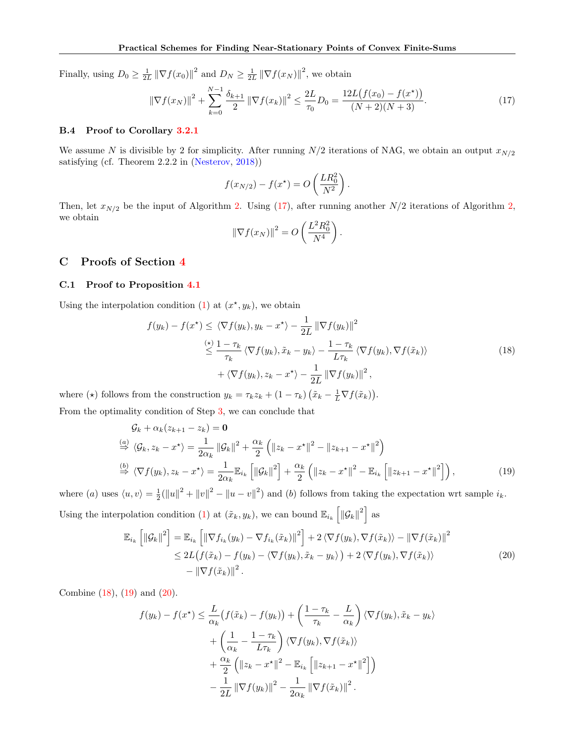Finally, using $D_0 \geq \frac{1}{2L} \|\nabla f(x_0)\|^2$ and $D_N \geq \frac{1}{2L} \|\nabla f(x_N)\|^2$, we obtain

$$\|\nabla f(x_N)\|^2 + \sum_{k=0}^{N-1} \frac{\delta_{k+1}}{2} \|\nabla f(x_k)\|^2 \leq \frac{2L}{\tau_0} D_0 = \frac{12L\big(f(x_0) - f(x^\star)\big)}{(N+2)(N+3)}. \tag{17}$$

### B.4 Proof to Corollary 3.2.1

We assume $N$ is divisible by 2 for simplicity. After running $N/2$ iterations of NAG, we obtain an output $x_{N/2}$ satisfying (cf. Theorem 2.2.2 in (Nesterov, 2018))

$$f(x_{N/2}) - f(x^\star) = O\left(\frac{LR_0^2}{N^2}\right).$$

Then, let $x_{N/2}$ be the input of Algorithm 2. Using (17), after running another $N/2$ iterations of Algorithm 2, we obtain

$$\|\nabla f(x_N)\|^2 = O\left(\frac{L^2 R_0^2}{N^4}\right).$$

## C Proofs of Section 4

### C.1 Proof to Proposition 4.1

Using the interpolation condition (1) at $(x^\star, y_k)$, we obtain

$$\begin{aligned}
f(y_k) - f(x^\star) &\leq \langle \nabla f(y_k), y_k - x^\star \rangle - \frac{1}{2L} \|\nabla f(y_k)\|^2 \\
&\overset{(\star)}{\leq} \frac{1-\tau_k}{\tau_k} \langle \nabla f(y_k), \tilde{x}_k - y_k \rangle - \frac{1-\tau_k}{L\tau_k} \langle \nabla f(y_k), \nabla f(\tilde{x}_k) \rangle \\
&\quad + \langle \nabla f(y_k), z_k - x^\star \rangle - \frac{1}{2L} \|\nabla f(y_k)\|^2,
\end{aligned} \tag{18}$$

where $(\star)$ follows from the construction $y_k = \tau_k z_k + (1-\tau_k)\left(\tilde{x}_k - \frac{1}{L}\nabla f(\tilde{x}_k)\right)$.

From the optimality condition of Step 3, we can conclude that

$$\begin{aligned}
&\mathcal{G}_k + \alpha_k(z_{k+1} - z_k) = \mathbf{0} \\
&\overset{(a)}{\Rightarrow} \langle \mathcal{G}_k, z_k - x^\star \rangle = \frac{1}{2\alpha_k} \|\mathcal{G}_k\|^2 + \frac{\alpha_k}{2}\left(\|z_k - x^\star\|^2 - \|z_{k+1} - x^\star\|^2\right) \\
&\overset{(b)}{\Rightarrow} \langle \nabla f(y_k), z_k - x^\star \rangle = \frac{1}{2\alpha_k} \mathbb{E}_{i_k}\left[\|\mathcal{G}_k\|^2\right] + \frac{\alpha_k}{2}\left(\|z_k - x^\star\|^2 - \mathbb{E}_{i_k}\left[\|z_{k+1} - x^\star\|^2\right]\right),
\end{aligned} \tag{19}$$

where $(a)$ uses $\langle u, v \rangle = \frac{1}{2}(\|u\|^2 + \|v\|^2 - \|u - v\|^2)$ and $(b)$ follows from taking the expectation wrt sample $i_k$.

Using the interpolation condition (1) at $(\tilde{x}_k, y_k)$, we can bound $\mathbb{E}_{i_k}\left[\|\mathcal{G}_k\|^2\right]$ as

$$\begin{aligned}
\mathbb{E}_{i_k}\left[\|\mathcal{G}_k\|^2\right] &= \mathbb{E}_{i_k}\left[\|\nabla f_{i_k}(y_k) - \nabla f_{i_k}(\tilde{x}_k)\|^2\right] + 2\langle \nabla f(y_k), \nabla f(\tilde{x}_k) \rangle - \|\nabla f(\tilde{x}_k)\|^2 \\
&\leq 2L\big(f(\tilde{x}_k) - f(y_k) - \langle \nabla f(y_k), \tilde{x}_k - y_k \rangle\big) + 2\langle \nabla f(y_k), \nabla f(\tilde{x}_k) \rangle \\
&\quad - \|\nabla f(\tilde{x}_k)\|^2.
\end{aligned} \tag{20}$$

Combine (18), (19) and (20).

$$\begin{aligned}
f(y_k) - f(x^\star) &\leq \frac{L}{\alpha_k}\big(f(\tilde{x}_k) - f(y_k)\big) + \left(\frac{1-\tau_k}{\tau_k} - \frac{L}{\alpha_k}\right) \langle \nabla f(y_k), \tilde{x}_k - y_k \rangle \\
&\quad + \left(\frac{1}{\alpha_k} - \frac{1-\tau_k}{L\tau_k}\right) \langle \nabla f(y_k), \nabla f(\tilde{x}_k) \rangle \\
&\quad + \frac{\alpha_k}{2}\left(\|z_k - x^\star\|^2 - \mathbb{E}_{i_k}\left[\|z_{k+1} - x^\star\|^2\right]\right) \\
&\quad - \frac{1}{2L} \|\nabla f(y_k)\|^2 - \frac{1}{2\alpha_k} \|\nabla f(\tilde{x}_k)\|^2.
\end{aligned}$$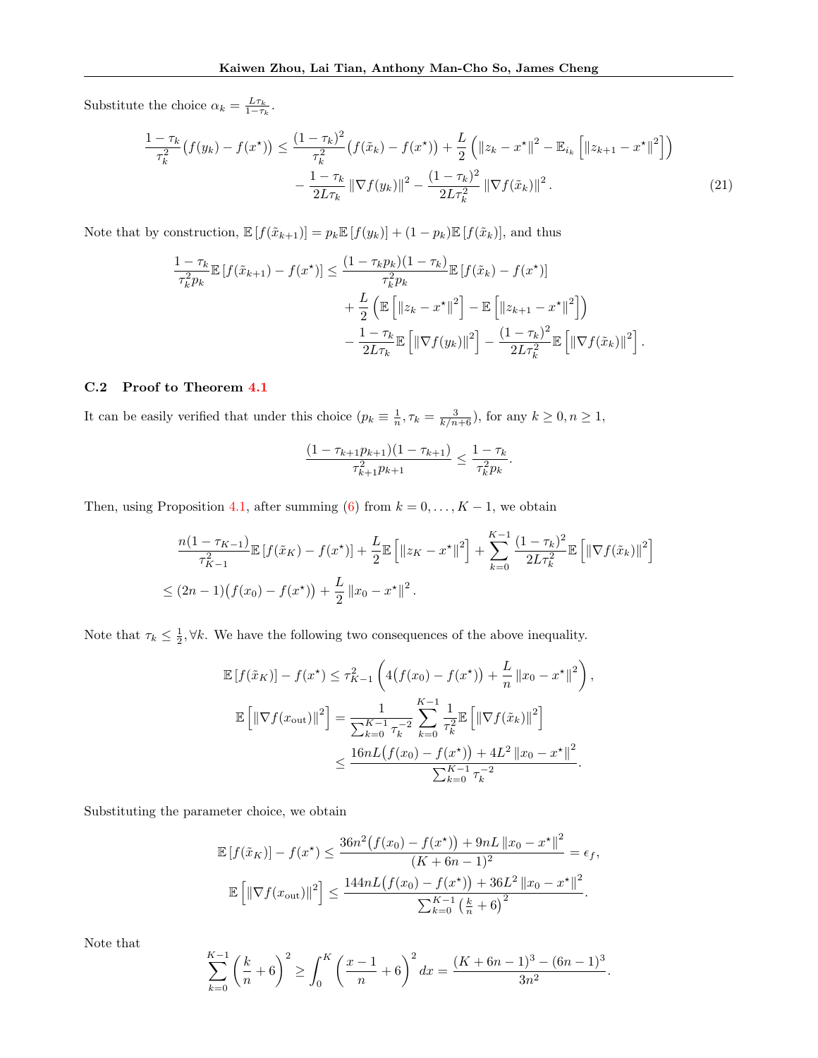Substitute the choice $\alpha_k = \frac{L\tau_k}{1-\tau_k}$.

$$
\begin{aligned}
\frac{1-\tau_k}{\tau_k^2}\big(f(y_k) - f(x^\star)\big) \leq \frac{(1-\tau_k)^2}{\tau_k^2}\big(f(\tilde{x}_k) - f(x^\star)\big) + \frac{L}{2}\left(\|z_k - x^\star\|^2 - \mathbb{E}_{i_k}\left[\|z_{k+1} - x^\star\|^2\right]\right) \\
- \frac{1-\tau_k}{2L\tau_k}\|\nabla f(y_k)\|^2 - \frac{(1-\tau_k)^2}{2L\tau_k^2}\|\nabla f(\tilde{x}_k)\|^2.
\end{aligned} \tag{21}
$$

Note that by construction, $\mathbb{E}\left[f(\tilde{x}_{k+1})\right] = p_k \mathbb{E}\left[f(y_k)\right] + (1-p_k)\mathbb{E}\left[f(\tilde{x}_k)\right]$, and thus

$$
\begin{aligned}
\frac{1-\tau_k}{\tau_k^2 p_k}\mathbb{E}\left[f(\tilde{x}_{k+1}) - f(x^\star)\right] \leq\ & \frac{(1-\tau_k p_k)(1-\tau_k)}{\tau_k^2 p_k}\mathbb{E}\left[f(\tilde{x}_k) - f(x^\star)\right] \\
&+ \frac{L}{2}\left(\mathbb{E}\left[\|z_k - x^\star\|^2\right] - \mathbb{E}\left[\|z_{k+1} - x^\star\|^2\right]\right) \\
&- \frac{1-\tau_k}{2L\tau_k}\mathbb{E}\left[\|\nabla f(y_k)\|^2\right] - \frac{(1-\tau_k)^2}{2L\tau_k^2}\mathbb{E}\left[\|\nabla f(\tilde{x}_k)\|^2\right].
\end{aligned}
$$

### C.2 Proof to Theorem 4.1

It can be easily verified that under this choice ($p_k \equiv \frac{1}{n}, \tau_k = \frac{3}{k/n+6}$), for any $k \geq 0, n \geq 1$,

$$
\frac{(1-\tau_{k+1}p_{k+1})(1-\tau_{k+1})}{\tau_{k+1}^2 p_{k+1}} \leq \frac{1-\tau_k}{\tau_k^2 p_k}.
$$

Then, using Proposition 4.1, after summing (6) from $k = 0, \ldots, K-1$, we obtain

$$
\begin{aligned}
&\frac{n(1-\tau_{K-1})}{\tau_{K-1}^2}\mathbb{E}\left[f(\tilde{x}_K) - f(x^\star)\right] + \frac{L}{2}\mathbb{E}\left[\|z_K - x^\star\|^2\right] + \sum_{k=0}^{K-1}\frac{(1-\tau_k)^2}{2L\tau_k^2}\mathbb{E}\left[\|\nabla f(\tilde{x}_k)\|^2\right] \\
&\leq (2n-1)\big(f(x_0) - f(x^\star)\big) + \frac{L}{2}\|x_0 - x^\star\|^2.
\end{aligned}
$$

Note that $\tau_k \leq \frac{1}{2}, \forall k$. We have the following two consequences of the above inequality.

$$
\begin{aligned}
\mathbb{E}\left[f(\tilde{x}_K)\right] - f(x^\star) &\leq \tau_{K-1}^2\left(4\big(f(x_0) - f(x^\star)\big) + \frac{L}{n}\|x_0 - x^\star\|^2\right), \\
\mathbb{E}\left[\|\nabla f(x_{\text{out}})\|^2\right] &= \frac{1}{\sum_{k=0}^{K-1}\tau_k^{-2}}\sum_{k=0}^{K-1}\frac{1}{\tau_k^2}\mathbb{E}\left[\|\nabla f(\tilde{x}_k)\|^2\right] \\
&\leq \frac{16nL\big(f(x_0) - f(x^\star)\big) + 4L^2\|x_0 - x^\star\|^2}{\sum_{k=0}^{K-1}\tau_k^{-2}}.
\end{aligned}
$$

Substituting the parameter choice, we obtain

$$
\begin{aligned}
\mathbb{E}\left[f(\tilde{x}_K)\right] - f(x^\star) &\leq \frac{36n^2\big(f(x_0) - f(x^\star)\big) + 9nL\|x_0 - x^\star\|^2}{(K+6n-1)^2} = \epsilon_f, \\
\mathbb{E}\left[\|\nabla f(x_{\text{out}})\|^2\right] &\leq \frac{144nL\big(f(x_0) - f(x^\star)\big) + 36L^2\|x_0 - x^\star\|^2}{\sum_{k=0}^{K-1}\left(\frac{k}{n}+6\right)^2}.
\end{aligned}
$$

Note that

$$
\sum_{k=0}^{K-1}\left(\frac{k}{n}+6\right)^2 \geq \int_0^K\left(\frac{x-1}{n}+6\right)^2 dx = \frac{(K+6n-1)^3 - (6n-1)^3}{3n^2}.
$$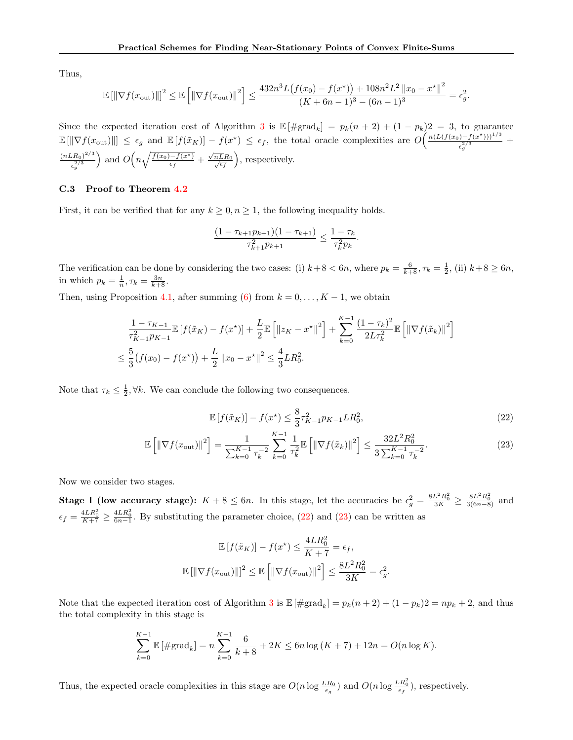Thus,

$$\mathbb{E}\left[\|\nabla f(x_{\text{out}})\|\right]^2 \le \mathbb{E}\left[\|\nabla f(x_{\text{out}})\|^2\right] \le \frac{432n^3 L\big(f(x_0)-f(x^\star)\big) + 108n^2L^2\|x_0-x^\star\|^2}{(K+6n-1)^3-(6n-1)^3} = \epsilon_g^2.$$

Since the expected iteration cost of Algorithm 3 is $\mathbb{E}\left[\#\text{grad}_k\right] = p_k(n+2) + (1-p_k)2 = 3$, to guarantee $\mathbb{E}\left[\|\nabla f(x_{\text{out}})\|\right] \le \epsilon_g$ and $\mathbb{E}\left[f(\tilde{x}_K)\right] - f(x^\star) \le \epsilon_f$, the total oracle complexities are $O\Big(\frac{n(L(f(x_0)-f(x^\star)))^{1/3}}{\epsilon_g^{2/3}} + \frac{(nLR_0)^{2/3}}{\epsilon_g^{2/3}}\Big)$ and $O\Big(n\sqrt{\frac{f(x_0)-f(x^\star)}{\epsilon_f}} + \frac{\sqrt{n}LR_0}{\sqrt{\epsilon_f}}\Big)$, respectively.

### C.3 Proof to Theorem 4.2

First, it can be verified that for any $k \ge 0, n \ge 1$, the following inequality holds.

$$\frac{(1-\tau_{k+1}p_{k+1})(1-\tau_{k+1})}{\tau_{k+1}^2 p_{k+1}} \le \frac{1-\tau_k}{\tau_k^2 p_k}.$$

The verification can be done by considering the two cases: (i) $k+8 < 6n$, where $p_k = \frac{6}{k+8}, \tau_k = \frac{1}{2}$, (ii) $k+8 \ge 6n$, in which $p_k = \frac{1}{n}, \tau_k = \frac{3n}{k+8}$.

Then, using Proposition 4.1, after summing (6) from $k = 0, \ldots, K-1$, we obtain

$$\begin{aligned}
&\frac{1-\tau_{K-1}}{\tau_{K-1}^2 p_{K-1}}\mathbb{E}\left[f(\tilde{x}_K) - f(x^\star)\right] + \frac{L}{2}\mathbb{E}\left[\|z_K - x^\star\|^2\right] + \sum_{k=0}^{K-1}\frac{(1-\tau_k)^2}{2L\tau_k^2}\mathbb{E}\left[\|\nabla f(\tilde{x}_k)\|^2\right] \\
&\le \frac{5}{3}\big(f(x_0) - f(x^\star)\big) + \frac{L}{2}\|x_0 - x^\star\|^2 \le \frac{4}{3}LR_0^2.
\end{aligned}$$

Note that $\tau_k \le \frac{1}{2}, \forall k$. We can conclude the following two consequences.

$$\mathbb{E}\left[f(\tilde{x}_K)\right] - f(x^\star) \le \frac{8}{3}\tau_{K-1}^2 p_{K-1} LR_0^2, \tag{22}$$

$$\mathbb{E}\left[\|\nabla f(x_{\text{out}})\|^2\right] = \frac{1}{\sum_{k=0}^{K-1}\tau_k^{-2}}\sum_{k=0}^{K-1}\frac{1}{\tau_k^2}\mathbb{E}\left[\|\nabla f(\tilde{x}_k)\|^2\right] \le \frac{32L^2R_0^2}{3\sum_{k=0}^{K-1}\tau_k^{-2}}. \tag{23}$$

Now we consider two stages.

**Stage I (low accuracy stage):** $K + 8 \le 6n$. In this stage, let the accuracies be $\epsilon_g^2 = \frac{8L^2R_0^2}{3K} \ge \frac{8L^2R_0^2}{3(6n-8)}$ and $\epsilon_f = \frac{4LR_0^2}{K+7} \ge \frac{4LR_0^2}{6n-1}$. By substituting the parameter choice, (22) and (23) can be written as

$$\mathbb{E}\left[f(\tilde{x}_K)\right] - f(x^\star) \le \frac{4LR_0^2}{K+7} = \epsilon_f,$$
$$\mathbb{E}\left[\|\nabla f(x_{\text{out}})\|\right]^2 \le \mathbb{E}\left[\|\nabla f(x_{\text{out}})\|^2\right] \le \frac{8L^2R_0^2}{3K} = \epsilon_g^2.$$

Note that the expected iteration cost of Algorithm 3 is $\mathbb{E}\left[\#\text{grad}_k\right] = p_k(n+2) + (1-p_k)2 = np_k + 2$, and thus the total complexity in this stage is

$$\sum_{k=0}^{K-1}\mathbb{E}\left[\#\text{grad}_k\right] = n\sum_{k=0}^{K-1}\frac{6}{k+8} + 2K \le 6n\log(K+7) + 12n = O(n\log K).$$

Thus, the expected oracle complexities in this stage are $O(n\log\frac{LR_0}{\epsilon_g})$ and $O(n\log\frac{LR_0^2}{\epsilon_f})$, respectively.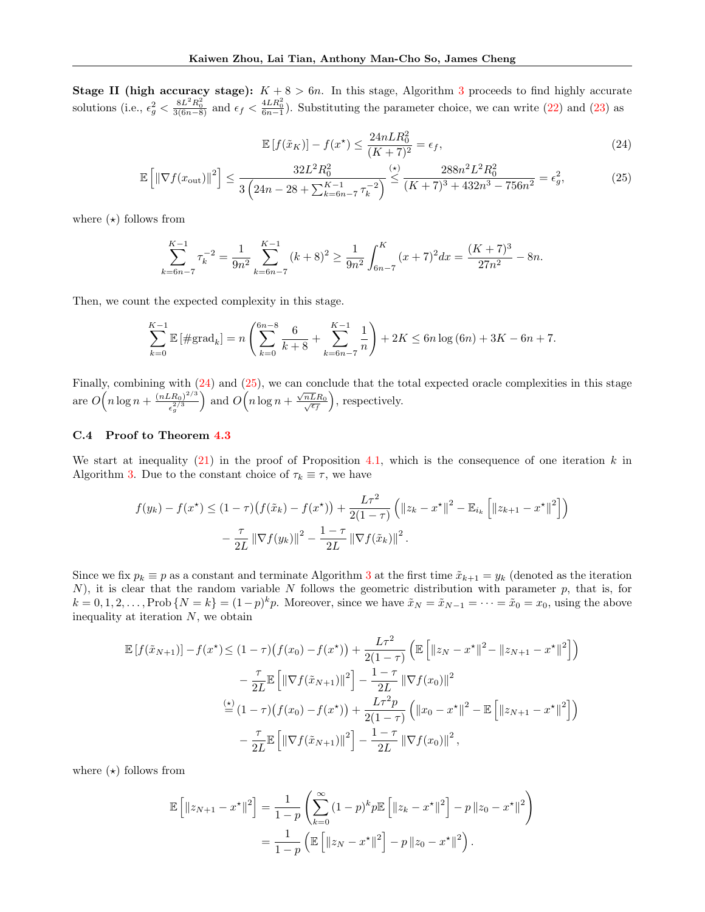**Stage II (high accuracy stage):** $K + 8 > 6n$. In this stage, Algorithm 3 proceeds to find highly accurate solutions (i.e., $\epsilon_g^2 < \frac{8L^2R_0^2}{3(6n-8)}$ and $\epsilon_f < \frac{4LR_0^2}{6n-1}$). Substituting the parameter choice, we can write (22) and (23) as

$$\mathbb{E}\left[f(\tilde{x}_K)\right] - f(x^\star) \leq \frac{24nLR_0^2}{(K+7)^2} = \epsilon_f, \tag{24}$$

$$\mathbb{E}\left[\left\|\nabla f(x_{\text{out}})\right\|^2\right] \leq \frac{32L^2R_0^2}{3\left(24n - 28 + \sum_{k=6n-7}^{K-1}\tau_k^{-2}\right)} \overset{(\star)}{\leq} \frac{288n^2L^2R_0^2}{(K+7)^3 + 432n^3 - 756n^2} = \epsilon_g^2, \tag{25}$$

where $(\star)$ follows from

$$\sum_{k=6n-7}^{K-1}\tau_k^{-2} = \frac{1}{9n^2}\sum_{k=6n-7}^{K-1}(k+8)^2 \geq \frac{1}{9n^2}\int_{6n-7}^{K}(x+7)^2dx = \frac{(K+7)^3}{27n^2} - 8n.$$

Then, we count the expected complexity in this stage.

$$\sum_{k=0}^{K-1}\mathbb{E}\left[\#\text{grad}_k\right] = n\left(\sum_{k=0}^{6n-8}\frac{6}{k+8} + \sum_{k=6n-7}^{K-1}\frac{1}{n}\right) + 2K \leq 6n\log(6n) + 3K - 6n + 7.$$

Finally, combining with (24) and (25), we can conclude that the total expected oracle complexities in this stage are $O\Big(n\log n + \frac{(nLR_0)^{2/3}}{\epsilon_g^{2/3}}\Big)$ and $O\Big(n\log n + \frac{\sqrt{nL}R_0}{\sqrt{\epsilon_f}}\Big)$, respectively.

### C.4 Proof to Theorem 4.3

We start at inequality (21) in the proof of Proposition 4.1, which is the consequence of one iteration $k$ in Algorithm 3. Due to the constant choice of $\tau_k \equiv \tau$, we have

$$\begin{aligned}
f(y_k) - f(x^\star) \leq{}& (1-\tau)\big(f(\tilde{x}_k) - f(x^\star)\big) + \frac{L\tau^2}{2(1-\tau)}\left(\|z_k - x^\star\|^2 - \mathbb{E}_{i_k}\left[\|z_{k+1} - x^\star\|^2\right]\right) \\
&- \frac{\tau}{2L}\|\nabla f(y_k)\|^2 - \frac{1-\tau}{2L}\|\nabla f(\tilde{x}_k)\|^2.
\end{aligned}$$

Since we fix $p_k \equiv p$ as a constant and terminate Algorithm 3 at the first time $\tilde{x}_{k+1} = y_k$ (denoted as the iteration $N$), it is clear that the random variable $N$ follows the geometric distribution with parameter $p$, that is, for $k = 0, 1, 2, \ldots, \text{Prob}\{N = k\} = (1-p)^k p$. Moreover, since we have $\tilde{x}_N = \tilde{x}_{N-1} = \cdots = \tilde{x}_0 = x_0$, using the above inequality at iteration $N$, we obtain

$$\begin{aligned}
\mathbb{E}\left[f(\tilde{x}_{N+1})\right] - f(x^\star) \leq{}& (1-\tau)\big(f(x_0) - f(x^\star)\big) + \frac{L\tau^2}{2(1-\tau)}\left(\mathbb{E}\left[\|z_N - x^\star\|^2 - \|z_{N+1} - x^\star\|^2\right]\right) \\
&- \frac{\tau}{2L}\mathbb{E}\left[\|\nabla f(\tilde{x}_{N+1})\|^2\right] - \frac{1-\tau}{2L}\|\nabla f(x_0)\|^2 \\
\overset{(\star)}{=}{}& (1-\tau)\big(f(x_0) - f(x^\star)\big) + \frac{L\tau^2 p}{2(1-\tau)}\left(\|x_0 - x^\star\|^2 - \mathbb{E}\left[\|z_{N+1} - x^\star\|^2\right]\right) \\
&- \frac{\tau}{2L}\mathbb{E}\left[\|\nabla f(\tilde{x}_{N+1})\|^2\right] - \frac{1-\tau}{2L}\|\nabla f(x_0)\|^2,
\end{aligned}$$

where $(\star)$ follows from

$$\begin{aligned}
\mathbb{E}\left[\|z_{N+1} - x^\star\|^2\right] &= \frac{1}{1-p}\left(\sum_{k=0}^{\infty}(1-p)^k p\,\mathbb{E}\left[\|z_k - x^\star\|^2\right] - p\|z_0 - x^\star\|^2\right) \\
&= \frac{1}{1-p}\left(\mathbb{E}\left[\|z_N - x^\star\|^2\right] - p\|z_0 - x^\star\|^2\right).
\end{aligned}$$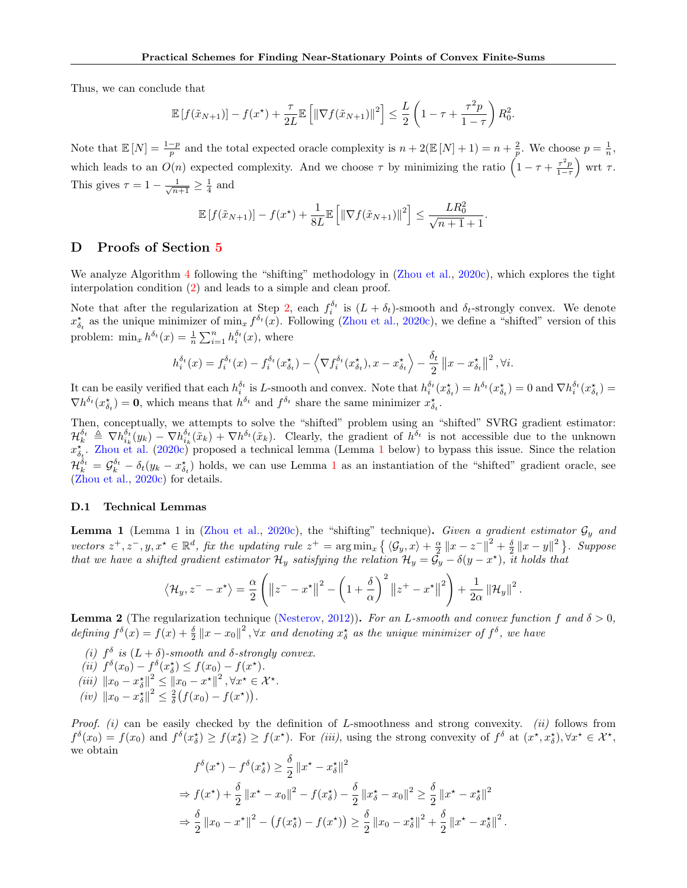Thus, we can conclude that

$$\mathbb{E}\left[f(\tilde{x}_{N+1})\right] - f(x^\star) + \frac{\tau}{2L}\mathbb{E}\left[\left\|\nabla f(\tilde{x}_{N+1})\right\|^2\right] \leq \frac{L}{2}\left(1 - \tau + \frac{\tau^2 p}{1-\tau}\right)R_0^2.$$

Note that $\mathbb{E}[N] = \frac{1-p}{p}$ and the total expected oracle complexity is $n + 2(\mathbb{E}[N]+1) = n + \frac{2}{p}$. We choose $p = \frac{1}{n}$, which leads to an $O(n)$ expected complexity. And we choose $\tau$ by minimizing the ratio $\left(1 - \tau + \frac{\tau^2 p}{1-\tau}\right)$ wrt $\tau$. This gives $\tau = 1 - \frac{1}{\sqrt{n+1}} \geq \frac{1}{4}$ and

$$\mathbb{E}\left[f(\tilde{x}_{N+1})\right] - f(x^\star) + \frac{1}{8L}\mathbb{E}\left[\left\|\nabla f(\tilde{x}_{N+1})\right\|^2\right] \leq \frac{LR_0^2}{\sqrt{n+1}+1}.$$

# D Proofs of Section 5

We analyze Algorithm 4 following the "shifting" methodology in (Zhou et al., 2020c), which explores the tight interpolation condition (2) and leads to a simple and clean proof.

Note that after the regularization at Step 2, each $f_i^{\delta_t}$ is $(L+\delta_t)$-smooth and $\delta_t$-strongly convex. We denote $x_{\delta_t}^\star$ as the unique minimizer of $\min_x f^{\delta_t}(x)$. Following (Zhou et al., 2020c), we define a "shifted" version of this problem: $\min_x h^{\delta_t}(x) = \frac{1}{n}\sum_{i=1}^n h_i^{\delta_t}(x)$, where

$$h_i^{\delta_t}(x) = f_i^{\delta_t}(x) - f_i^{\delta_t}(x_{\delta_t}^\star) - \left\langle \nabla f_i^{\delta_t}(x_{\delta_t}^\star), x - x_{\delta_t}^\star \right\rangle - \frac{\delta_t}{2}\left\|x - x_{\delta_t}^\star\right\|^2, \forall i.$$

It can be easily verified that each $h_i^{\delta_t}$ is $L$-smooth and convex. Note that $h_i^{\delta_t}(x_{\delta_t}^\star) = h^{\delta_t}(x_{\delta_t}^\star) = 0$ and $\nabla h_i^{\delta_t}(x_{\delta_t}^\star) = \nabla h^{\delta_t}(x_{\delta_t}^\star) = \mathbf{0}$, which means that $h^{\delta_t}$ and $f^{\delta_t}$ share the same minimizer $x_{\delta_t}^\star$.

Then, conceptually, we attempts to solve the "shifted" problem using an "shifted" SVRG gradient estimator: $\mathcal{H}_k^{\delta_t} \triangleq \nabla h_{i_k}^{\delta_t}(y_k) - \nabla h_{i_k}^{\delta_t}(\tilde{x}_k) + \nabla h^{\delta_t}(\tilde{x}_k)$. Clearly, the gradient of $h^{\delta_t}$ is not accessible due to the unknown $x_{\delta_t}^\star$. Zhou et al. (2020c) proposed a technical lemma (Lemma 1 below) to bypass this issue. Since the relation $\mathcal{H}_k^{\delta_t} = \mathcal{G}_k^{\delta_t} - \delta_t(y_k - x_{\delta_t}^\star)$ holds, we can use Lemma 1 as an instantiation of the "shifted" gradient oracle, see (Zhou et al., 2020c) for details.

## D.1 Technical Lemmas

**Lemma 1** (Lemma 1 in (Zhou et al., 2020c), the "shifting" technique)**.** *Given a gradient estimator $\mathcal{G}_y$ and vectors $z^+, z^-, y, x^\star \in \mathbb{R}^d$, fix the updating rule $z^+ = \arg\min_x \left\{ \langle \mathcal{G}_y, x\rangle + \frac{\alpha}{2}\left\|x - z^-\right\|^2 + \frac{\delta}{2}\left\|x - y\right\|^2 \right\}$. Suppose that we have a shifted gradient estimator $\mathcal{H}_y$ satisfying the relation $\mathcal{H}_y = \mathcal{G}_y - \delta(y - x^\star)$, it holds that*

$$\left\langle \mathcal{H}_y, z^- - x^\star \right\rangle = \frac{\alpha}{2}\left(\left\|z^- - x^\star\right\|^2 - \left(1 + \frac{\delta}{\alpha}\right)^2\left\|z^+ - x^\star\right\|^2\right) + \frac{1}{2\alpha}\left\|\mathcal{H}_y\right\|^2.$$

**Lemma 2** (The regularization technique (Nesterov, 2012))**.** *For an $L$-smooth and convex function $f$ and $\delta > 0$, defining $f^\delta(x) = f(x) + \frac{\delta}{2}\left\|x - x_0\right\|^2, \forall x$ and denoting $x_\delta^\star$ as the unique minimizer of $f^\delta$, we have*

*(i) $f^\delta$ is $(L+\delta)$-smooth and $\delta$-strongly convex.*
*(ii) $f^\delta(x_0) - f^\delta(x_\delta^\star) \leq f(x_0) - f(x^\star)$.*
*(iii) $\left\|x_0 - x_\delta^\star\right\|^2 \leq \left\|x_0 - x^\star\right\|^2, \forall x^\star \in \mathcal{X}^\star$.*
*(iv) $\left\|x_0 - x_\delta^\star\right\|^2 \leq \frac{2}{\delta}\left(f(x_0) - f(x^\star)\right)$.*

*Proof.* *(i)* can be easily checked by the definition of $L$-smoothness and strong convexity. *(ii)* follows from $f^\delta(x_0) = f(x_0)$ and $f^\delta(x_\delta^\star) \geq f(x_\delta^\star) \geq f(x^\star)$. For *(iii)*, using the strong convexity of $f^\delta$ at $(x^\star, x_\delta^\star), \forall x^\star \in \mathcal{X}^\star$, we obtain

$$\begin{aligned}
& f^\delta(x^\star) - f^\delta(x_\delta^\star) \geq \frac{\delta}{2}\left\|x^\star - x_\delta^\star\right\|^2 \\
\Rightarrow\ & f(x^\star) + \frac{\delta}{2}\left\|x^\star - x_0\right\|^2 - f(x_\delta^\star) - \frac{\delta}{2}\left\|x_\delta^\star - x_0\right\|^2 \geq \frac{\delta}{2}\left\|x^\star - x_\delta^\star\right\|^2 \\
\Rightarrow\ & \frac{\delta}{2}\left\|x_0 - x^\star\right\|^2 - \left(f(x_\delta^\star) - f(x^\star)\right) \geq \frac{\delta}{2}\left\|x_0 - x_\delta^\star\right\|^2 + \frac{\delta}{2}\left\|x^\star - x_\delta^\star\right\|^2.
\end{aligned}$$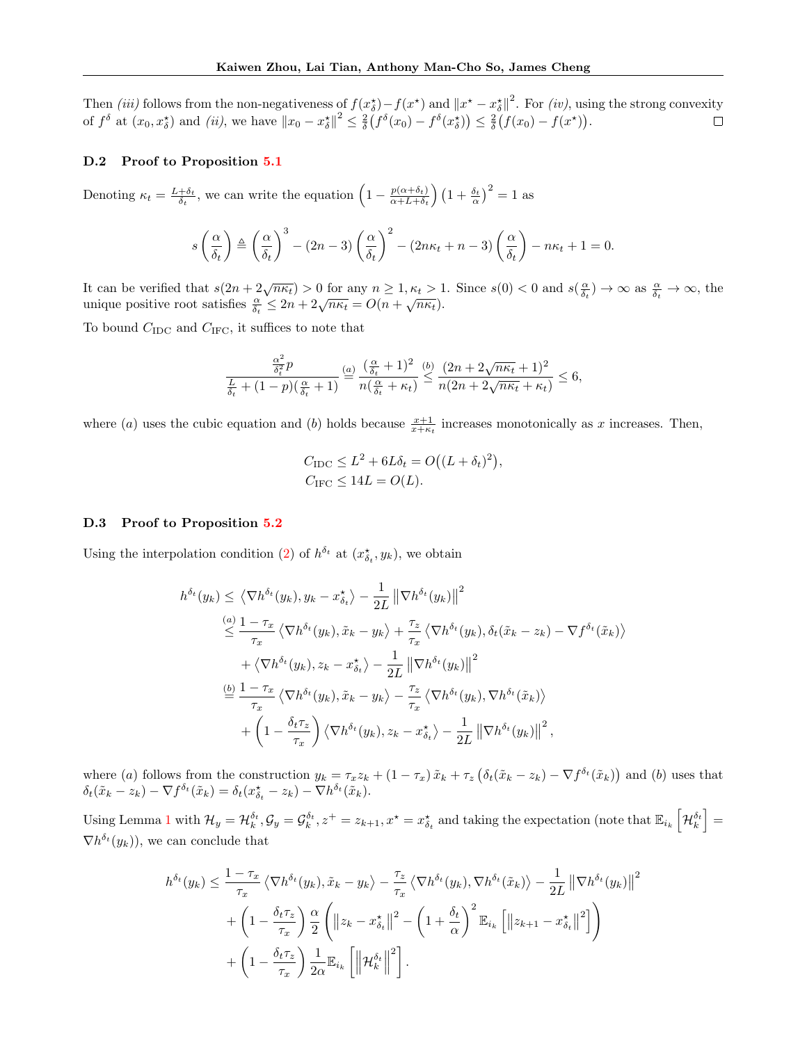Then *(iii)* follows from the non-negativeness of $f(x_\delta^\star) - f(x^\star)$ and $\|x^\star - x_\delta^\star\|^2$. For *(iv)*, using the strong convexity of $f^\delta$ at $(x_0, x_\delta^\star)$ and *(ii)*, we have $\|x_0 - x_\delta^\star\|^2 \le \frac{2}{\delta}\big(f^\delta(x_0) - f^\delta(x_\delta^\star)\big) \le \frac{2}{\delta}\big(f(x_0) - f(x^\star)\big)$. □

### D.2 Proof to Proposition 5.1

Denoting $\kappa_t = \frac{L+\delta_t}{\delta_t}$, we can write the equation $\left(1 - \frac{p(\alpha+\delta_t)}{\alpha+L+\delta_t}\right)\left(1+\frac{\delta_t}{\alpha}\right)^2 = 1$ as

$$
s\left(\frac{\alpha}{\delta_t}\right) \triangleq \left(\frac{\alpha}{\delta_t}\right)^3 - (2n-3)\left(\frac{\alpha}{\delta_t}\right)^2 - (2n\kappa_t + n - 3)\left(\frac{\alpha}{\delta_t}\right) - n\kappa_t + 1 = 0.
$$

It can be verified that $s(2n + 2\sqrt{n\kappa_t}) > 0$ for any $n \ge 1, \kappa_t > 1$. Since $s(0) < 0$ and $s(\frac{\alpha}{\delta_t}) \to \infty$ as $\frac{\alpha}{\delta_t} \to \infty$, the unique positive root satisfies $\frac{\alpha}{\delta_t} \le 2n + 2\sqrt{n\kappa_t} = O(n + \sqrt{n\kappa_t})$.

To bound $C_{\mathrm{IDC}}$ and $C_{\mathrm{IFC}}$, it suffices to note that

$$
\frac{\frac{\alpha^2}{\delta_t^2}p}{\frac{L}{\delta_t} + (1-p)(\frac{\alpha}{\delta_t}+1)} \overset{(a)}{=} \frac{(\frac{\alpha}{\delta_t}+1)^2}{n(\frac{\alpha}{\delta_t}+\kappa_t)} \overset{(b)}{\le} \frac{(2n+2\sqrt{n\kappa_t}+1)^2}{n(2n+2\sqrt{n\kappa_t}+\kappa_t)} \le 6,
$$

where $(a)$ uses the cubic equation and $(b)$ holds because $\frac{x+1}{x+\kappa_t}$ increases monotonically as $x$ increases. Then,

$$
\begin{aligned}
C_{\mathrm{IDC}} &\le L^2 + 6L\delta_t = O\big((L+\delta_t)^2\big),\\
C_{\mathrm{IFC}} &\le 14L = O(L).
\end{aligned}
$$

### D.3 Proof to Proposition 5.2

Using the interpolation condition (2) of $h^{\delta_t}$ at $(x_{\delta_t}^\star, y_k)$, we obtain

$$
\begin{aligned}
h^{\delta_t}(y_k) &\le \left\langle \nabla h^{\delta_t}(y_k), y_k - x_{\delta_t}^\star \right\rangle - \frac{1}{2L}\left\|\nabla h^{\delta_t}(y_k)\right\|^2\\
&\overset{(a)}{\le} \frac{1-\tau_x}{\tau_x}\left\langle \nabla h^{\delta_t}(y_k), \tilde{x}_k - y_k \right\rangle + \frac{\tau_z}{\tau_x}\left\langle \nabla h^{\delta_t}(y_k), \delta_t(\tilde{x}_k - z_k) - \nabla f^{\delta_t}(\tilde{x}_k) \right\rangle\\
&\quad + \left\langle \nabla h^{\delta_t}(y_k), z_k - x_{\delta_t}^\star \right\rangle - \frac{1}{2L}\left\|\nabla h^{\delta_t}(y_k)\right\|^2\\
&\overset{(b)}{=} \frac{1-\tau_x}{\tau_x}\left\langle \nabla h^{\delta_t}(y_k), \tilde{x}_k - y_k \right\rangle - \frac{\tau_z}{\tau_x}\left\langle \nabla h^{\delta_t}(y_k), \nabla h^{\delta_t}(\tilde{x}_k) \right\rangle\\
&\quad + \left(1 - \frac{\delta_t\tau_z}{\tau_x}\right)\left\langle \nabla h^{\delta_t}(y_k), z_k - x_{\delta_t}^\star \right\rangle - \frac{1}{2L}\left\|\nabla h^{\delta_t}(y_k)\right\|^2,
\end{aligned}
$$

where $(a)$ follows from the construction $y_k = \tau_x z_k + (1-\tau_x)\tilde{x}_k + \tau_z\big(\delta_t(\tilde{x}_k - z_k) - \nabla f^{\delta_t}(\tilde{x}_k)\big)$ and $(b)$ uses that $\delta_t(\tilde{x}_k - z_k) - \nabla f^{\delta_t}(\tilde{x}_k) = \delta_t(x_{\delta_t}^\star - z_k) - \nabla h^{\delta_t}(\tilde{x}_k)$.

Using Lemma 1 with $\mathcal{H}_y = \mathcal{H}_k^{\delta_t}, \mathcal{G}_y = \mathcal{G}_k^{\delta_t}, z^+ = z_{k+1}, x^\star = x_{\delta_t}^\star$ and taking the expectation (note that $\mathbb{E}_{i_k}\left[\mathcal{H}_k^{\delta_t}\right] = \nabla h^{\delta_t}(y_k)$), we can conclude that

$$
\begin{aligned}
h^{\delta_t}(y_k) &\le \frac{1-\tau_x}{\tau_x}\left\langle \nabla h^{\delta_t}(y_k), \tilde{x}_k - y_k \right\rangle - \frac{\tau_z}{\tau_x}\left\langle \nabla h^{\delta_t}(y_k), \nabla h^{\delta_t}(\tilde{x}_k) \right\rangle - \frac{1}{2L}\left\|\nabla h^{\delta_t}(y_k)\right\|^2\\
&\quad + \left(1 - \frac{\delta_t\tau_z}{\tau_x}\right)\frac{\alpha}{2}\left(\left\|z_k - x_{\delta_t}^\star\right\|^2 - \left(1+\frac{\delta_t}{\alpha}\right)^2\mathbb{E}_{i_k}\left[\left\|z_{k+1} - x_{\delta_t}^\star\right\|^2\right]\right)\\
&\quad + \left(1 - \frac{\delta_t\tau_z}{\tau_x}\right)\frac{1}{2\alpha}\mathbb{E}_{i_k}\left[\left\|\mathcal{H}_k^{\delta_t}\right\|^2\right].
\end{aligned}
$$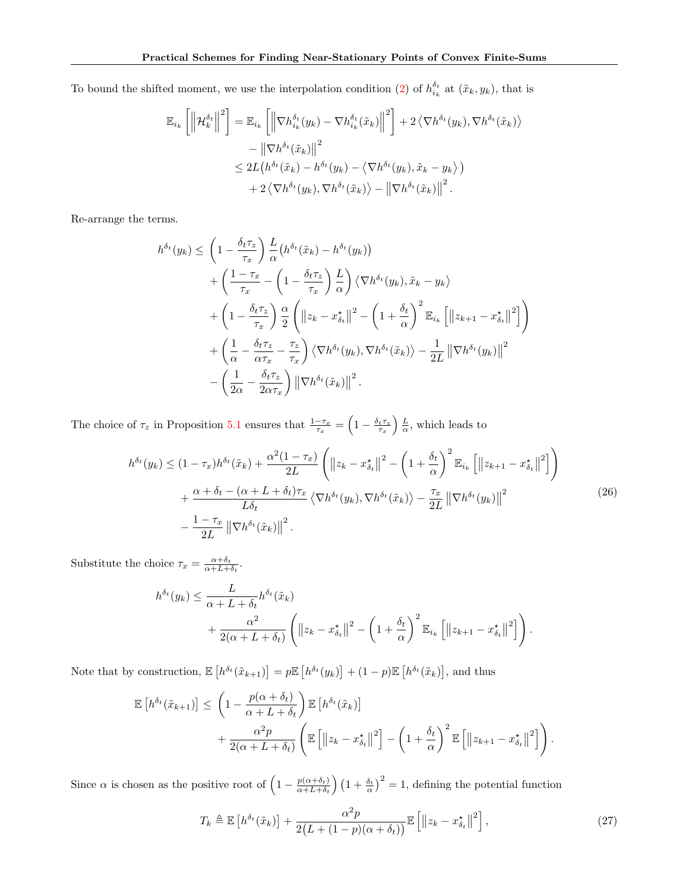To bound the shifted moment, we use the interpolation condition (2) of $h^{\delta_t}_{i_k}$ at $(\tilde{x}_k, y_k)$, that is

$$
\begin{aligned}
\mathbb{E}_{i_k}\left[\left\|\mathcal{H}^{\delta_t}_k\right\|^2\right] &= \mathbb{E}_{i_k}\left[\left\|\nabla h^{\delta_t}_{i_k}(y_k) - \nabla h^{\delta_t}_{i_k}(\tilde{x}_k)\right\|^2\right] + 2\left\langle \nabla h^{\delta_t}(y_k), \nabla h^{\delta_t}(\tilde{x}_k)\right\rangle \\
&\quad - \left\|\nabla h^{\delta_t}(\tilde{x}_k)\right\|^2 \\
&\leq 2L\big(h^{\delta_t}(\tilde{x}_k) - h^{\delta_t}(y_k) - \left\langle \nabla h^{\delta_t}(y_k), \tilde{x}_k - y_k\right\rangle\big) \\
&\quad + 2\left\langle \nabla h^{\delta_t}(y_k), \nabla h^{\delta_t}(\tilde{x}_k)\right\rangle - \left\|\nabla h^{\delta_t}(\tilde{x}_k)\right\|^2.
\end{aligned}
$$

Re-arrange the terms.

$$
\begin{aligned}
h^{\delta_t}(y_k) \leq &\left(1 - \frac{\delta_t \tau_z}{\tau_x}\right)\frac{L}{\alpha}\big(h^{\delta_t}(\tilde{x}_k) - h^{\delta_t}(y_k)\big) \\
&+ \left(\frac{1-\tau_x}{\tau_x} - \left(1 - \frac{\delta_t\tau_z}{\tau_x}\right)\frac{L}{\alpha}\right)\left\langle \nabla h^{\delta_t}(y_k), \tilde{x}_k - y_k\right\rangle \\
&+ \left(1 - \frac{\delta_t\tau_z}{\tau_x}\right)\frac{\alpha}{2}\left(\left\|z_k - x^\star_{\delta_t}\right\|^2 - \left(1+\frac{\delta_t}{\alpha}\right)^2 \mathbb{E}_{i_k}\left[\left\|z_{k+1} - x^\star_{\delta_t}\right\|^2\right]\right) \\
&+ \left(\frac{1}{\alpha} - \frac{\delta_t\tau_z}{\alpha\tau_x} - \frac{\tau_z}{\tau_x}\right)\left\langle \nabla h^{\delta_t}(y_k), \nabla h^{\delta_t}(\tilde{x}_k)\right\rangle - \frac{1}{2L}\left\|\nabla h^{\delta_t}(y_k)\right\|^2 \\
&- \left(\frac{1}{2\alpha} - \frac{\delta_t\tau_z}{2\alpha\tau_x}\right)\left\|\nabla h^{\delta_t}(\tilde{x}_k)\right\|^2.
\end{aligned}
$$

The choice of $\tau_z$ in Proposition 5.1 ensures that $\frac{1-\tau_x}{\tau_x} = \left(1 - \frac{\delta_t\tau_z}{\tau_x}\right)\frac{L}{\alpha}$, which leads to

$$
\begin{aligned}
h^{\delta_t}(y_k) \leq &(1-\tau_x)h^{\delta_t}(\tilde{x}_k) + \frac{\alpha^2(1-\tau_x)}{2L}\left(\left\|z_k - x^\star_{\delta_t}\right\|^2 - \left(1+\frac{\delta_t}{\alpha}\right)^2\mathbb{E}_{i_k}\left[\left\|z_{k+1} - x^\star_{\delta_t}\right\|^2\right]\right) \\
&+ \frac{\alpha + \delta_t - (\alpha + L + \delta_t)\tau_x}{L\delta_t}\left\langle \nabla h^{\delta_t}(y_k), \nabla h^{\delta_t}(\tilde{x}_k)\right\rangle - \frac{\tau_x}{2L}\left\|\nabla h^{\delta_t}(y_k)\right\|^2 \\
&- \frac{1-\tau_x}{2L}\left\|\nabla h^{\delta_t}(\tilde{x}_k)\right\|^2.
\end{aligned} \tag{26}
$$

Substitute the choice $\tau_x = \frac{\alpha+\delta_t}{\alpha+L+\delta_t}$.

$$
\begin{aligned}
h^{\delta_t}(y_k) \leq &\frac{L}{\alpha + L + \delta_t}h^{\delta_t}(\tilde{x}_k) \\
&+ \frac{\alpha^2}{2(\alpha+L+\delta_t)}\left(\left\|z_k - x^\star_{\delta_t}\right\|^2 - \left(1+\frac{\delta_t}{\alpha}\right)^2\mathbb{E}_{i_k}\left[\left\|z_{k+1} - x^\star_{\delta_t}\right\|^2\right]\right).
\end{aligned}
$$

Note that by construction, $\mathbb{E}\left[h^{\delta_t}(\tilde{x}_{k+1})\right] = p\mathbb{E}\left[h^{\delta_t}(y_k)\right] + (1-p)\mathbb{E}\left[h^{\delta_t}(\tilde{x}_k)\right]$, and thus

$$
\begin{aligned}
\mathbb{E}\left[h^{\delta_t}(\tilde{x}_{k+1})\right] \leq &\left(1 - \frac{p(\alpha+\delta_t)}{\alpha+L+\delta_t}\right)\mathbb{E}\left[h^{\delta_t}(\tilde{x}_k)\right] \\
&+ \frac{\alpha^2 p}{2(\alpha+L+\delta_t)}\left(\mathbb{E}\left[\left\|z_k - x^\star_{\delta_t}\right\|^2\right] - \left(1+\frac{\delta_t}{\alpha}\right)^2\mathbb{E}\left[\left\|z_{k+1} - x^\star_{\delta_t}\right\|^2\right]\right).
\end{aligned}
$$

Since $\alpha$ is chosen as the positive root of $\left(1 - \frac{p(\alpha+\delta_t)}{\alpha+L+\delta_t}\right)\left(1+\frac{\delta_t}{\alpha}\right)^2 = 1$, defining the potential function

$$
T_k \triangleq \mathbb{E}\left[h^{\delta_t}(\tilde{x}_k)\right] + \frac{\alpha^2 p}{2\big(L + (1-p)(\alpha+\delta_t)\big)}\mathbb{E}\left[\left\|z_k - x^\star_{\delta_t}\right\|^2\right], \tag{27}
$$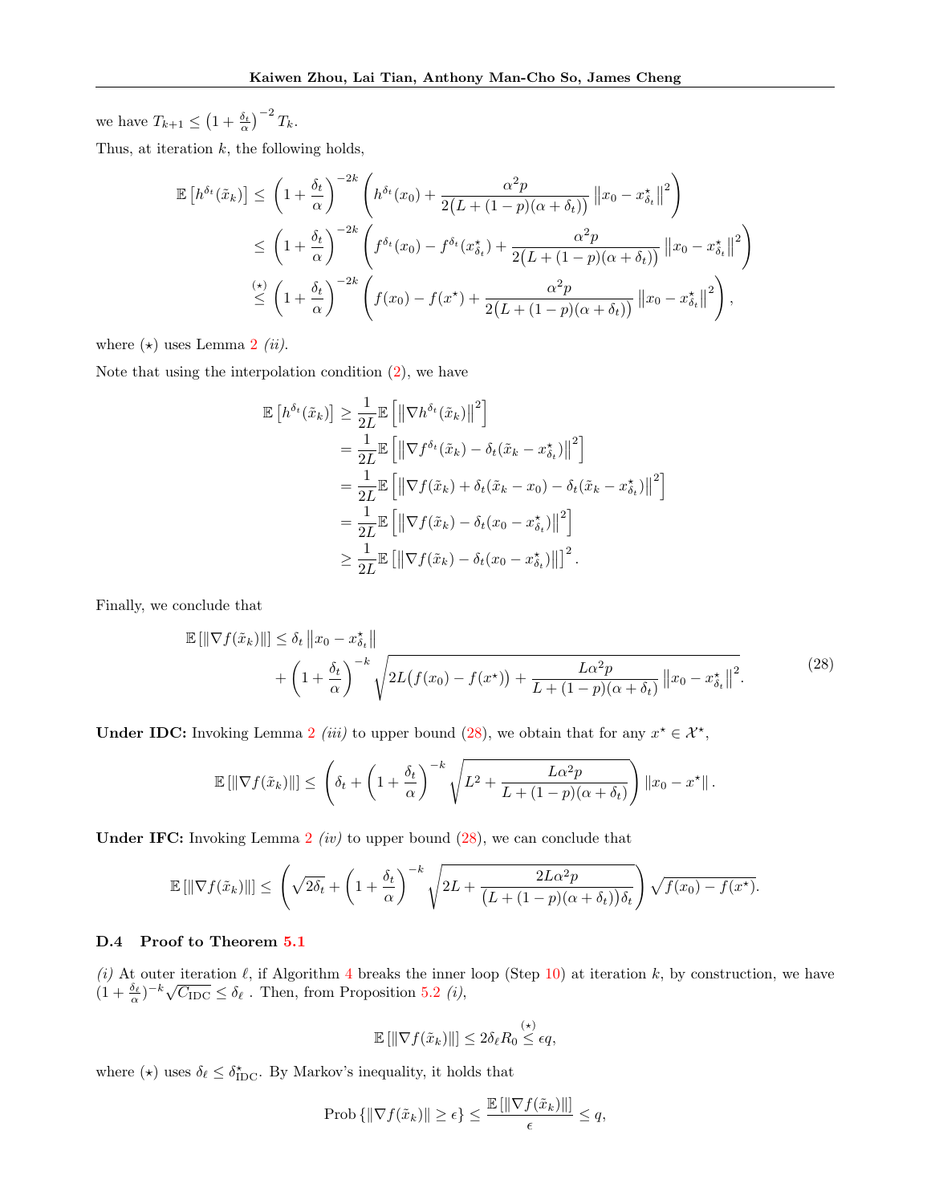we have $T_{k+1} \le \left(1 + \frac{\delta_t}{\alpha}\right)^{-2} T_k$.

Thus, at iteration $k$, the following holds,

$$
\begin{aligned}
\mathbb{E}\left[h^{\delta_t}(\tilde{x}_k)\right] &\le \left(1 + \frac{\delta_t}{\alpha}\right)^{-2k} \left(h^{\delta_t}(x_0) + \frac{\alpha^2 p}{2\big(L + (1-p)(\alpha+\delta_t)\big)} \left\|x_0 - x^\star_{\delta_t}\right\|^2\right) \\
&\le \left(1 + \frac{\delta_t}{\alpha}\right)^{-2k} \left(f^{\delta_t}(x_0) - f^{\delta_t}(x^\star_{\delta_t}) + \frac{\alpha^2 p}{2\big(L + (1-p)(\alpha+\delta_t)\big)} \left\|x_0 - x^\star_{\delta_t}\right\|^2\right) \\
&\overset{(\star)}{\le} \left(1 + \frac{\delta_t}{\alpha}\right)^{-2k} \left(f(x_0) - f(x^\star) + \frac{\alpha^2 p}{2\big(L + (1-p)(\alpha+\delta_t)\big)} \left\|x_0 - x^\star_{\delta_t}\right\|^2\right),
\end{aligned}
$$

where $(\star)$ uses Lemma 2 *(ii)*.

Note that using the interpolation condition (2), we have

$$
\begin{aligned}
\mathbb{E}\left[h^{\delta_t}(\tilde{x}_k)\right] &\ge \frac{1}{2L}\mathbb{E}\left[\left\|\nabla h^{\delta_t}(\tilde{x}_k)\right\|^2\right] \\
&= \frac{1}{2L}\mathbb{E}\left[\left\|\nabla f^{\delta_t}(\tilde{x}_k) - \delta_t(\tilde{x}_k - x^\star_{\delta_t})\right\|^2\right] \\
&= \frac{1}{2L}\mathbb{E}\left[\left\|\nabla f(\tilde{x}_k) + \delta_t(\tilde{x}_k - x_0) - \delta_t(\tilde{x}_k - x^\star_{\delta_t})\right\|^2\right] \\
&= \frac{1}{2L}\mathbb{E}\left[\left\|\nabla f(\tilde{x}_k) - \delta_t(x_0 - x^\star_{\delta_t})\right\|^2\right] \\
&\ge \frac{1}{2L}\mathbb{E}\left[\left\|\nabla f(\tilde{x}_k) - \delta_t(x_0 - x^\star_{\delta_t})\right\|\right]^2.
\end{aligned}
$$

Finally, we conclude that

$$
\begin{aligned}
\mathbb{E}\left[\left\|\nabla f(\tilde{x}_k)\right\|\right] \le\ & \delta_t \left\|x_0 - x^\star_{\delta_t}\right\| \\
&+ \left(1 + \frac{\delta_t}{\alpha}\right)^{-k} \sqrt{2L\big(f(x_0) - f(x^\star)\big) + \frac{L\alpha^2 p}{L + (1-p)(\alpha+\delta_t)} \left\|x_0 - x^\star_{\delta_t}\right\|^2}.
\end{aligned} \tag{28}
$$

**Under IDC:** Invoking Lemma 2 *(iii)* to upper bound (28), we obtain that for any $x^\star \in \mathcal{X}^\star$,

$$
\mathbb{E}\left[\left\|\nabla f(\tilde{x}_k)\right\|\right] \le \left(\delta_t + \left(1 + \frac{\delta_t}{\alpha}\right)^{-k} \sqrt{L^2 + \frac{L\alpha^2 p}{L + (1-p)(\alpha+\delta_t)}}\right) \left\|x_0 - x^\star\right\|.
$$

**Under IFC:** Invoking Lemma 2 *(iv)* to upper bound (28), we can conclude that

$$
\mathbb{E}\left[\left\|\nabla f(\tilde{x}_k)\right\|\right] \le \left(\sqrt{2\delta_t} + \left(1 + \frac{\delta_t}{\alpha}\right)^{-k} \sqrt{2L + \frac{2L\alpha^2 p}{\big(L + (1-p)(\alpha+\delta_t)\big)\delta_t}}\right) \sqrt{f(x_0) - f(x^\star)}.
$$

### D.4 Proof to Theorem 5.1

*(i)* At outer iteration $\ell$, if Algorithm 4 breaks the inner loop (Step 10) at iteration $k$, by construction, we have $(1 + \frac{\delta_\ell}{\alpha})^{-k}\sqrt{C_{\text{IDC}}} \le \delta_\ell$ . Then, from Proposition 5.2 *(i)*,

$$
\mathbb{E}\left[\left\|\nabla f(\tilde{x}_k)\right\|\right] \le 2\delta_\ell R_0 \overset{(\star)}{\le} \epsilon q,
$$

where $(\star)$ uses $\delta_\ell \le \delta^\star_{\text{IDC}}$. By Markov's inequality, it holds that

$$
\text{Prob}\left\{\left\|\nabla f(\tilde{x}_k)\right\| \ge \epsilon\right\} \le \frac{\mathbb{E}\left[\left\|\nabla f(\tilde{x}_k)\right\|\right]}{\epsilon} \le q,
$$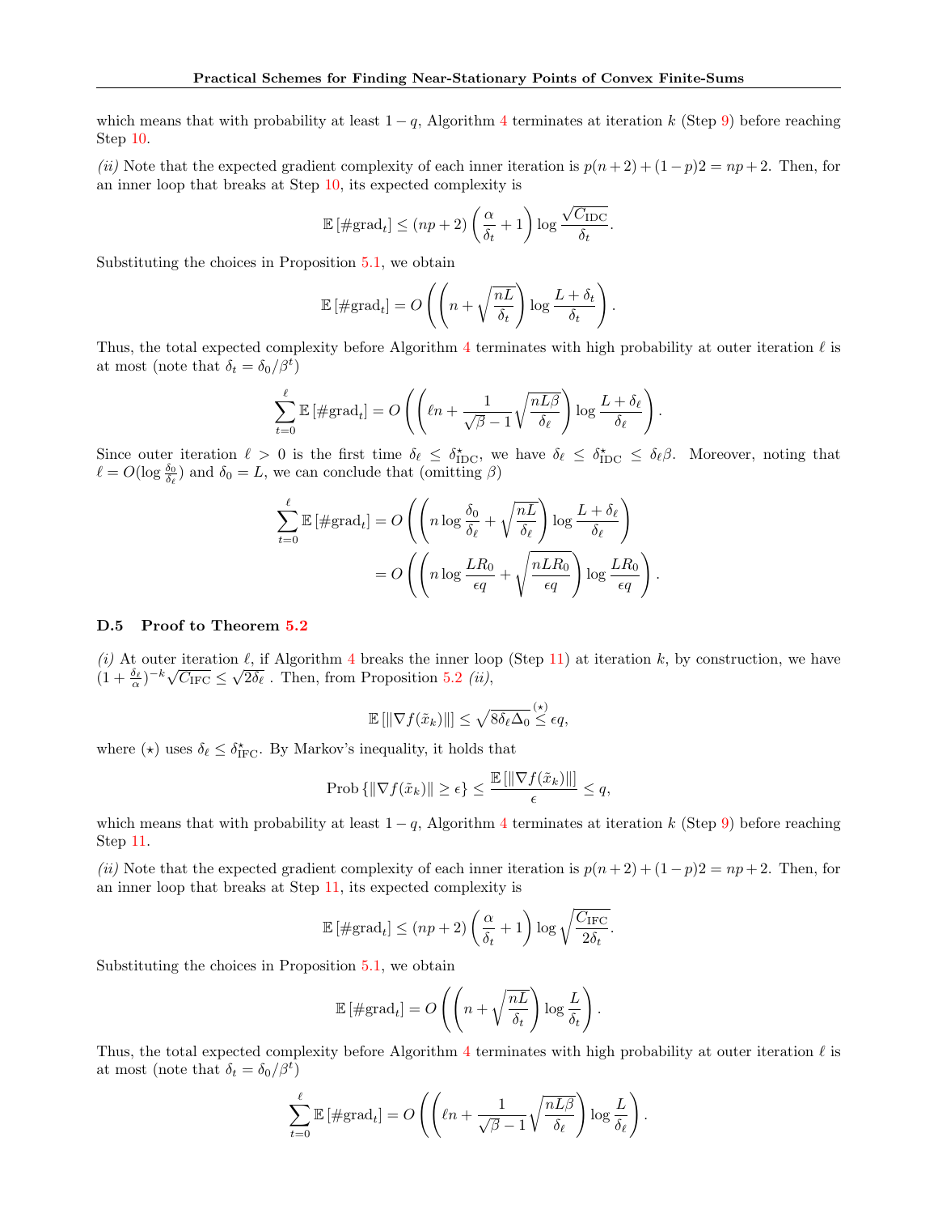which means that with probability at least $1 - q$, Algorithm 4 terminates at iteration $k$ (Step 9) before reaching Step 10.

*(ii)* Note that the expected gradient complexity of each inner iteration is $p(n+2) + (1-p)2 = np + 2$. Then, for an inner loop that breaks at Step 10, its expected complexity is

$$\mathbb{E}\left[\#\text{grad}_t\right] \leq (np+2)\left(\frac{\alpha}{\delta_t} + 1\right) \log \frac{\sqrt{C_{\text{IDC}}}}{\delta_t}.$$

Substituting the choices in Proposition 5.1, we obtain

$$\mathbb{E}\left[\#\text{grad}_t\right] = O\left(\left(n + \sqrt{\frac{nL}{\delta_t}}\right) \log \frac{L + \delta_t}{\delta_t}\right).$$

Thus, the total expected complexity before Algorithm 4 terminates with high probability at outer iteration $\ell$ is at most (note that $\delta_t = \delta_0/\beta^t$)

$$\sum_{t=0}^{\ell} \mathbb{E}\left[\#\text{grad}_t\right] = O\left(\left(\ell n + \frac{1}{\sqrt{\beta} - 1}\sqrt{\frac{nL\beta}{\delta_\ell}}\right) \log \frac{L + \delta_\ell}{\delta_\ell}\right).$$

Since outer iteration $\ell > 0$ is the first time $\delta_\ell \leq \delta^\star_{\text{IDC}}$, we have $\delta_\ell \leq \delta^\star_{\text{IDC}} \leq \delta_\ell \beta$. Moreover, noting that $\ell = O(\log \frac{\delta_0}{\delta_\ell})$ and $\delta_0 = L$, we can conclude that (omitting $\beta$)

$$\begin{aligned}
\sum_{t=0}^{\ell} \mathbb{E}\left[\#\text{grad}_t\right] &= O\left(\left(n \log \frac{\delta_0}{\delta_\ell} + \sqrt{\frac{nL}{\delta_\ell}}\right) \log \frac{L + \delta_\ell}{\delta_\ell}\right) \\
&= O\left(\left(n \log \frac{LR_0}{\epsilon q} + \sqrt{\frac{nLR_0}{\epsilon q}}\right) \log \frac{LR_0}{\epsilon q}\right).
\end{aligned}$$

### D.5 Proof to Theorem 5.2

*(i)* At outer iteration $\ell$, if Algorithm 4 breaks the inner loop (Step 11) at iteration $k$, by construction, we have $(1 + \frac{\delta_\ell}{\alpha})^{-k}\sqrt{C_{\text{IFC}}} \leq \sqrt{2\delta_\ell}$ . Then, from Proposition 5.2 *(ii)*,

$$\mathbb{E}\left[\|\nabla f(\tilde{x}_k)\|\right] \leq \sqrt{8\delta_\ell \Delta_0} \overset{(\star)}{\leq} \epsilon q,$$

where $(\star)$ uses $\delta_\ell \leq \delta^\star_{\text{IFC}}$. By Markov's inequality, it holds that

$$\text{Prob}\left\{\|\nabla f(\tilde{x}_k)\| \geq \epsilon\right\} \leq \frac{\mathbb{E}\left[\|\nabla f(\tilde{x}_k)\|\right]}{\epsilon} \leq q,$$

which means that with probability at least $1 - q$, Algorithm 4 terminates at iteration $k$ (Step 9) before reaching Step 11.

*(ii)* Note that the expected gradient complexity of each inner iteration is $p(n+2) + (1-p)2 = np + 2$. Then, for an inner loop that breaks at Step 11, its expected complexity is

$$\mathbb{E}\left[\#\text{grad}_t\right] \leq (np+2)\left(\frac{\alpha}{\delta_t} + 1\right) \log \sqrt{\frac{C_{\text{IFC}}}{2\delta_t}}.$$

Substituting the choices in Proposition 5.1, we obtain

$$\mathbb{E}\left[\#\text{grad}_t\right] = O\left(\left(n + \sqrt{\frac{nL}{\delta_t}}\right) \log \frac{L}{\delta_t}\right).$$

Thus, the total expected complexity before Algorithm 4 terminates with high probability at outer iteration $\ell$ is at most (note that $\delta_t = \delta_0/\beta^t$)

$$\sum_{t=0}^{\ell} \mathbb{E}\left[\#\text{grad}_t\right] = O\left(\left(\ell n + \frac{1}{\sqrt{\beta} - 1}\sqrt{\frac{nL\beta}{\delta_\ell}}\right) \log \frac{L}{\delta_\ell}\right).$$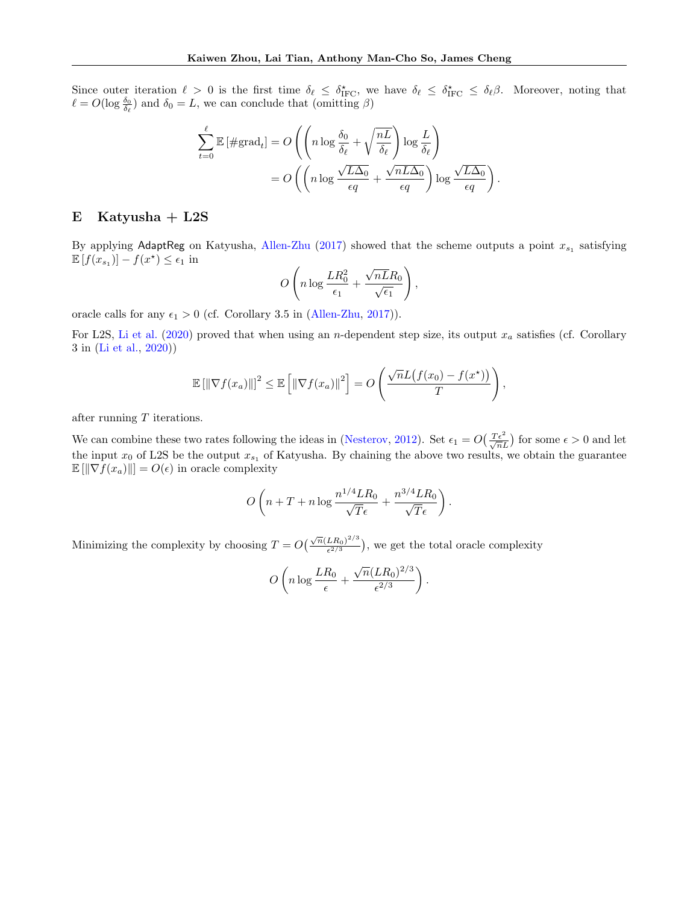Since outer iteration $\ell > 0$ is the first time $\delta_\ell \le \delta^\star_{\text{IFC}}$, we have $\delta_\ell \le \delta^\star_{\text{IFC}} \le \delta_\ell \beta$. Moreover, noting that $\ell = O(\log \frac{\delta_0}{\delta_\ell})$ and $\delta_0 = L$, we can conclude that (omitting $\beta$)

$$
\begin{aligned}
\sum_{t=0}^{\ell} \mathbb{E}\left[\#\text{grad}_t\right] &= O\left(\left(n \log \frac{\delta_0}{\delta_\ell} + \sqrt{\frac{nL}{\delta_\ell}}\right) \log \frac{L}{\delta_\ell}\right) \\
&= O\left(\left(n \log \frac{\sqrt{L\Delta_0}}{\epsilon q} + \frac{\sqrt{nL\Delta_0}}{\epsilon q}\right) \log \frac{\sqrt{L\Delta_0}}{\epsilon q}\right).
\end{aligned}
$$

# E Katyusha + L2S

By applying AdaptReg on Katyusha, Allen-Zhu (2017) showed that the scheme outputs a point $x_{s_1}$ satisfying $\mathbb{E}\left[f(x_{s_1})\right] - f(x^\star) \le \epsilon_1$ in

$$
O\left(n \log \frac{LR_0^2}{\epsilon_1} + \frac{\sqrt{nL}R_0}{\sqrt{\epsilon_1}}\right),
$$

oracle calls for any $\epsilon_1 > 0$ (cf. Corollary 3.5 in (Allen-Zhu, 2017)).

For L2S, Li et al. (2020) proved that when using an $n$-dependent step size, its output $x_a$ satisfies (cf. Corollary 3 in (Li et al., 2020))

$$
\mathbb{E}\left[\|\nabla f(x_a)\|\right]^2 \le \mathbb{E}\left[\|\nabla f(x_a)\|^2\right] = O\left(\frac{\sqrt{n}L\big(f(x_0) - f(x^\star)\big)}{T}\right),
$$

after running $T$ iterations.

We can combine these two rates following the ideas in (Nesterov, 2012). Set $\epsilon_1 = O\big(\frac{T\epsilon^2}{\sqrt{n}L}\big)$ for some $\epsilon > 0$ and let the input $x_0$ of L2S be the output $x_{s_1}$ of Katyusha. By chaining the above two results, we obtain the guarantee $\mathbb{E}\left[\|\nabla f(x_a)\|\right] = O(\epsilon)$ in oracle complexity

$$
O\left(n + T + n \log \frac{n^{1/4}LR_0}{\sqrt{T}\epsilon} + \frac{n^{3/4}LR_0}{\sqrt{T}\epsilon}\right).
$$

Minimizing the complexity by choosing $T = O\big(\frac{\sqrt{n}(LR_0)^{2/3}}{\epsilon^{2/3}}\big)$, we get the total oracle complexity

$$
O\left(n \log \frac{LR_0}{\epsilon} + \frac{\sqrt{n}(LR_0)^{2/3}}{\epsilon^{2/3}}\right).
$$